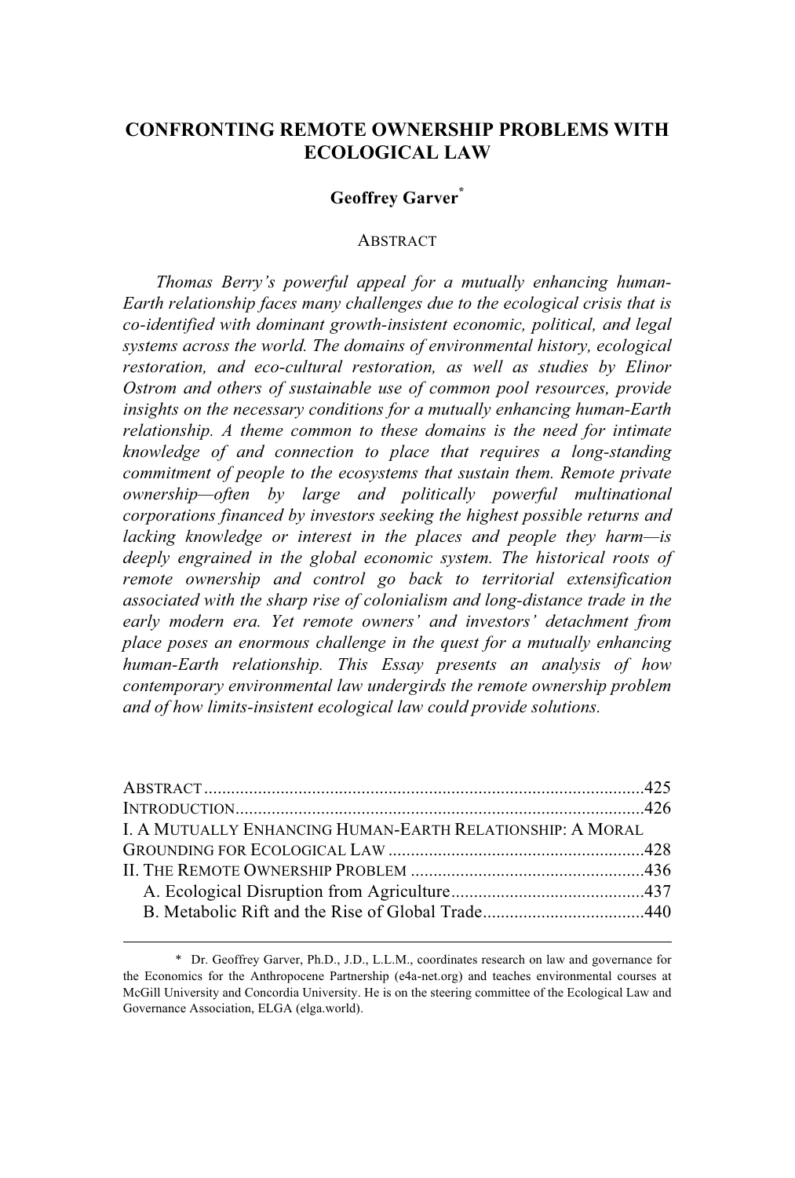# CONFRONTING REMOTE OWNERSHIP PROBLEMS WITH ECOLOGICAL LAW

**Geoffrey Garver***

ABSTRACT

*Thomas Berry's powerful appeal for a mutually enhancing human-Earth relationship faces many challenges due to the ecological crisis that is co-identified with dominant growth-insistent economic, political, and legal systems across the world. The domains of environmental history, ecological restoration, and eco-cultural restoration, as well as studies by Elinor Ostrom and others of sustainable use of common pool resources, provide insights on the necessary conditions for a mutually enhancing human-Earth relationship. A theme common to these domains is the need for intimate knowledge of and connection to place that requires a long-standing commitment of people to the ecosystems that sustain them. Remote private ownership—often by large and politically powerful multinational corporations financed by investors seeking the highest possible returns and lacking knowledge or interest in the places and people they harm—is deeply engrained in the global economic system. The historical roots of remote ownership and control go back to territorial extensification associated with the sharp rise of colonialism and long-distance trade in the early modern era. Yet remote owners' and investors' detachment from place poses an enormous challenge in the quest for a mutually enhancing human-Earth relationship. This Essay presents an analysis of how contemporary environmental law undergirds the remote ownership problem and of how limits-insistent ecological law could provide solutions.*

ABSTRACT ................................................................................................425
INTRODUCTION........................................................................................426
I. A MUTUALLY ENHANCING HUMAN-EARTH RELATIONSHIP: A MORAL GROUNDING FOR ECOLOGICAL LAW ........................................................428
II. THE REMOTE OWNERSHIP PROBLEM ...................................................436
  A. Ecological Disruption from Agriculture..........................................437
  B. Metabolic Rift and the Rise of Global Trade....................................440

---

\* Dr. Geoffrey Garver, Ph.D., J.D., L.L.M., coordinates research on law and governance for the Economics for the Anthropocene Partnership (e4a-net.org) and teaches environmental courses at McGill University and Concordia University. He is on the steering committee of the Ecological Law and Governance Association, ELGA (elga.world).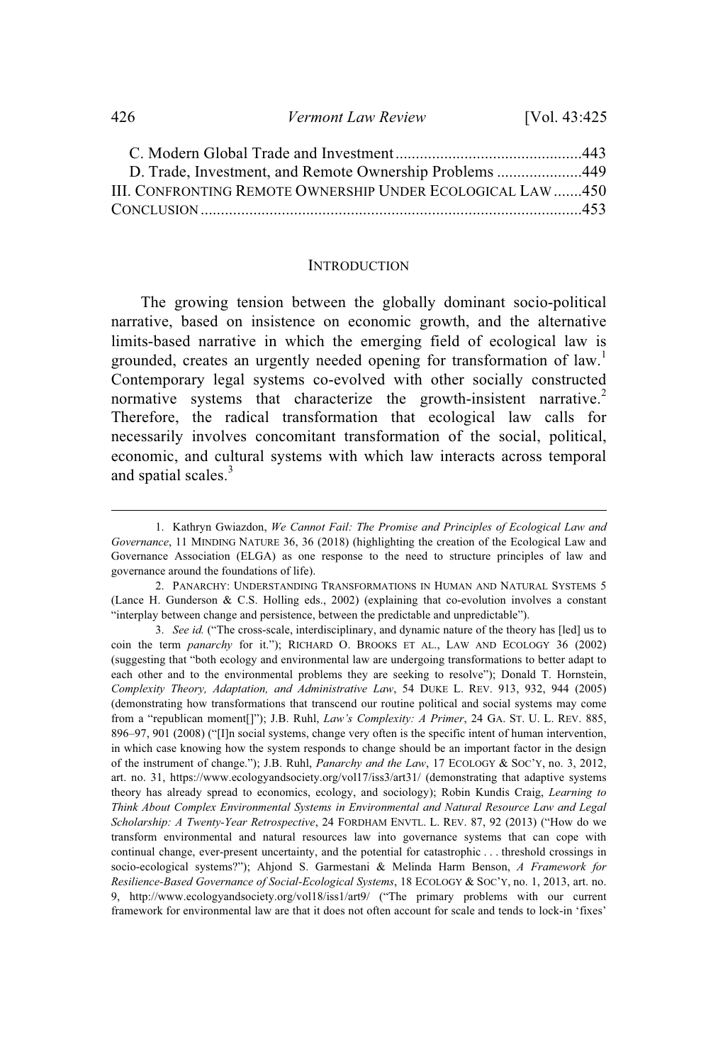C. Modern Global Trade and Investment .............................................443
D. Trade, Investment, and Remote Ownership Problems .....................449
III. CONFRONTING REMOTE OWNERSHIP UNDER ECOLOGICAL LAW .......450
CONCLUSION ............................................................................................453

## INTRODUCTION

The growing tension between the globally dominant socio-political narrative, based on insistence on economic growth, and the alternative limits-based narrative in which the emerging field of ecological law is grounded, creates an urgently needed opening for transformation of law.[1] Contemporary legal systems co-evolved with other socially constructed normative systems that characterize the growth-insistent narrative.[2] Therefore, the radical transformation that ecological law calls for necessarily involves concomitant transformation of the social, political, economic, and cultural systems with which law interacts across temporal and spatial scales.[3]

---

1. Kathryn Gwiazdon, *We Cannot Fail: The Promise and Principles of Ecological Law and Governance*, 11 MINDING NATURE 36, 36 (2018) (highlighting the creation of the Ecological Law and Governance Association (ELGA) as one response to the need to structure principles of law and governance around the foundations of life).

2. PANARCHY: UNDERSTANDING TRANSFORMATIONS IN HUMAN AND NATURAL SYSTEMS 5 (Lance H. Gunderson & C.S. Holling eds., 2002) (explaining that co-evolution involves a constant "interplay between change and persistence, between the predictable and unpredictable").

3. *See id.* ("The cross-scale, interdisciplinary, and dynamic nature of the theory has [led] us to coin the term *panarchy* for it."); RICHARD O. BROOKS ET AL., LAW AND ECOLOGY 36 (2002) (suggesting that "both ecology and environmental law are undergoing transformations to better adapt to each other and to the environmental problems they are seeking to resolve"); Donald T. Hornstein, *Complexity Theory, Adaptation, and Administrative Law*, 54 DUKE L. REV. 913, 932, 944 (2005) (demonstrating how transformations that transcend our routine political and social systems may come from a "republican moment[]"); J.B. Ruhl, *Law's Complexity: A Primer*, 24 GA. ST. U. L. REV. 885, 896–97, 901 (2008) ("[I]n social systems, change very often is the specific intent of human intervention, in which case knowing how the system responds to change should be an important factor in the design of the instrument of change."); J.B. Ruhl, *Panarchy and the Law*, 17 ECOLOGY & SOC'Y, no. 3, 2012, art. no. 31, https://www.ecologyandsociety.org/vol17/iss3/art31/ (demonstrating that adaptive systems theory has already spread to economics, ecology, and sociology); Robin Kundis Craig, *Learning to Think About Complex Environmental Systems in Environmental and Natural Resource Law and Legal Scholarship: A Twenty-Year Retrospective*, 24 FORDHAM ENVTL. L. REV. 87, 92 (2013) ("How do we transform environmental and natural resources law into governance systems that can cope with continual change, ever-present uncertainty, and the potential for catastrophic . . . threshold crossings in socio-ecological systems?"); Ahjond S. Garmestani & Melinda Harm Benson, *A Framework for Resilience-Based Governance of Social-Ecological Systems*, 18 ECOLOGY & SOC'Y, no. 1, 2013, art. no. 9, http://www.ecologyandsociety.org/vol18/iss1/art9/ ("The primary problems with our current framework for environmental law are that it does not often account for scale and tends to lock-in 'fixes'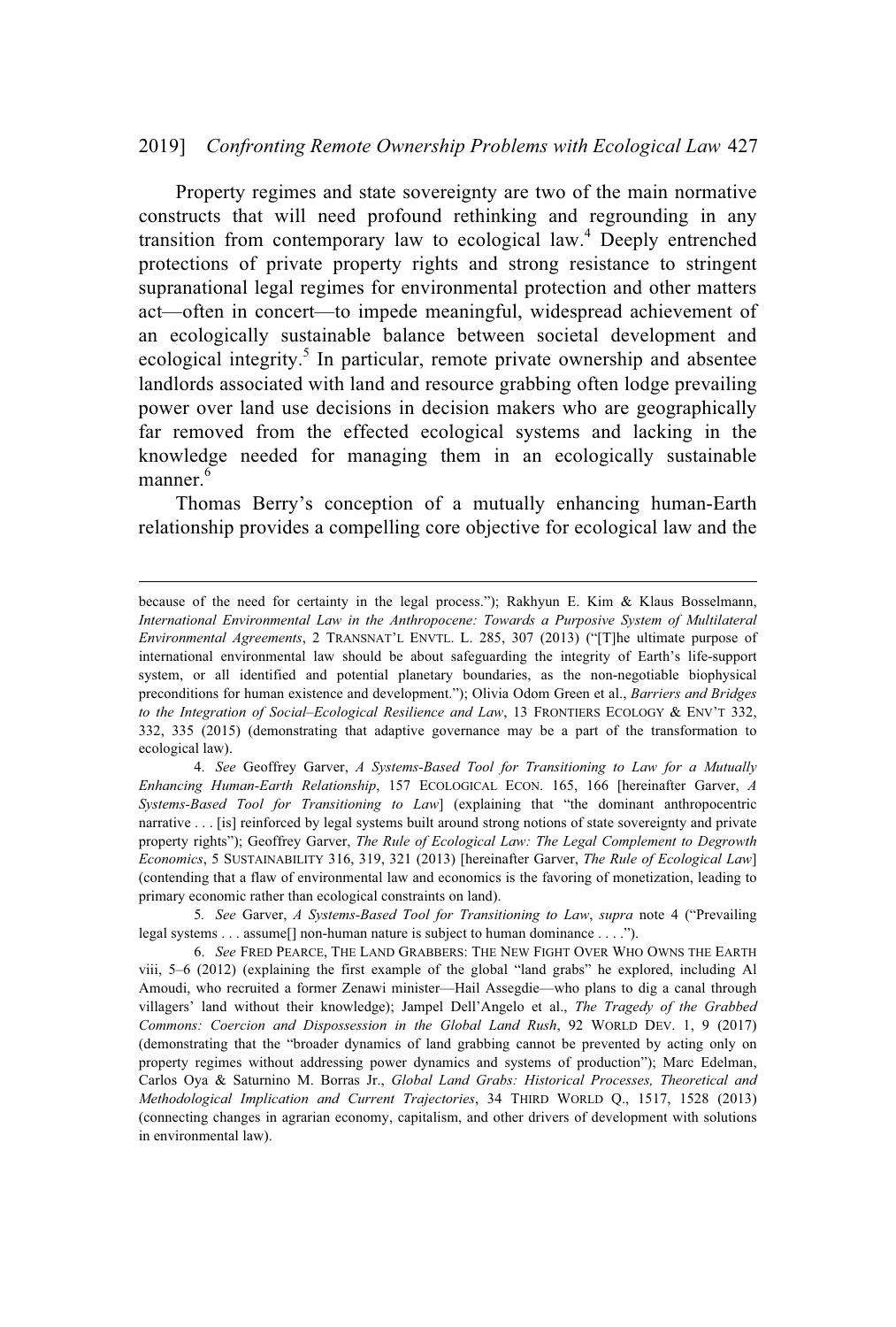Property regimes and state sovereignty are two of the main normative constructs that will need profound rethinking and regrounding in any transition from contemporary law to ecological law.[4] Deeply entrenched protections of private property rights and strong resistance to stringent supranational legal regimes for environmental protection and other matters act—often in concert—to impede meaningful, widespread achievement of an ecologically sustainable balance between societal development and ecological integrity.[5] In particular, remote private ownership and absentee landlords associated with land and resource grabbing often lodge prevailing power over land use decisions in decision makers who are geographically far removed from the effected ecological systems and lacking in the knowledge needed for managing them in an ecologically sustainable manner.[6]

Thomas Berry's conception of a mutually enhancing human-Earth relationship provides a compelling core objective for ecological law and the

---

because of the need for certainty in the legal process."); Rakhyun E. Kim & Klaus Bosselmann, *International Environmental Law in the Anthropocene: Towards a Purposive System of Multilateral Environmental Agreements*, 2 TRANSNAT'L ENVTL. L. 285, 307 (2013) ("[T]he ultimate purpose of international environmental law should be about safeguarding the integrity of Earth's life-support system, or all identified and potential planetary boundaries, as the non-negotiable biophysical preconditions for human existence and development."); Olivia Odom Green et al., *Barriers and Bridges to the Integration of Social–Ecological Resilience and Law*, 13 FRONTIERS ECOLOGY & ENV'T 332, 332, 335 (2015) (demonstrating that adaptive governance may be a part of the transformation to ecological law).

4. *See* Geoffrey Garver, *A Systems-Based Tool for Transitioning to Law for a Mutually Enhancing Human-Earth Relationship*, 157 ECOLOGICAL ECON. 165, 166 [hereinafter Garver, *A Systems-Based Tool for Transitioning to Law*] (explaining that "the dominant anthropocentric narrative . . . [is] reinforced by legal systems built around strong notions of state sovereignty and private property rights"); Geoffrey Garver, *The Rule of Ecological Law: The Legal Complement to Degrowth Economics*, 5 SUSTAINABILITY 316, 319, 321 (2013) [hereinafter Garver, *The Rule of Ecological Law*] (contending that a flaw of environmental law and economics is the favoring of monetization, leading to primary economic rather than ecological constraints on land).

5. *See* Garver, *A Systems-Based Tool for Transitioning to Law*, *supra* note 4 ("Prevailing legal systems . . . assume[] non-human nature is subject to human dominance . . . .").

6. *See* FRED PEARCE, THE LAND GRABBERS: THE NEW FIGHT OVER WHO OWNS THE EARTH viii, 5–6 (2012) (explaining the first example of the global "land grabs" he explored, including Al Amoudi, who recruited a former Zenawi minister—Hail Assegdie—who plans to dig a canal through villagers' land without their knowledge); Jampel Dell'Angelo et al., *The Tragedy of the Grabbed Commons: Coercion and Dispossession in the Global Land Rush*, 92 WORLD DEV. 1, 9 (2017) (demonstrating that the "broader dynamics of land grabbing cannot be prevented by acting only on property regimes without addressing power dynamics and systems of production"); Marc Edelman, Carlos Oya & Saturnino M. Borras Jr., *Global Land Grabs: Historical Processes, Theoretical and Methodological Implication and Current Trajectories*, 34 THIRD WORLD Q., 1517, 1528 (2013) (connecting changes in agrarian economy, capitalism, and other drivers of development with solutions in environmental law).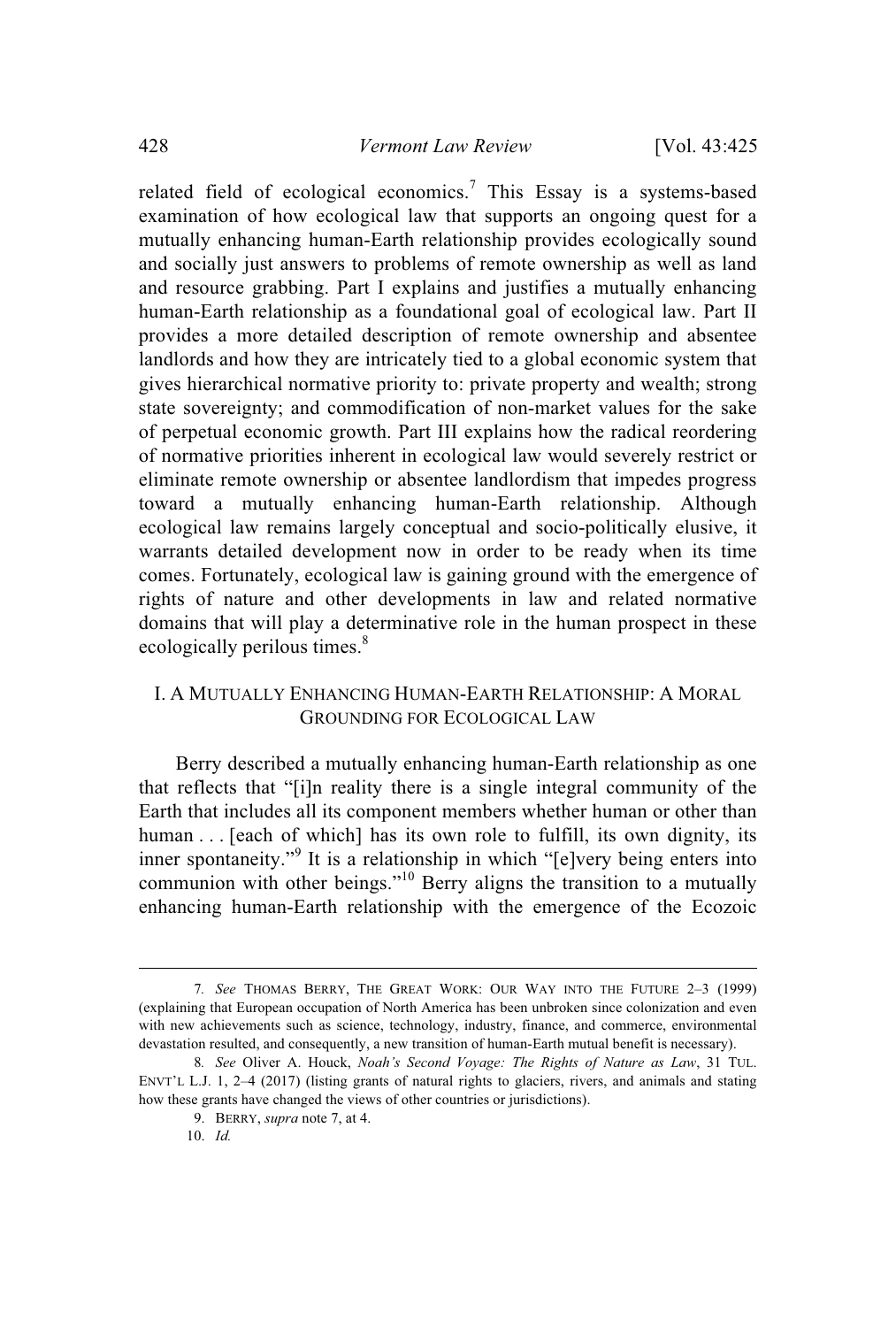related field of ecological economics.[7] This Essay is a systems-based examination of how ecological law that supports an ongoing quest for a mutually enhancing human-Earth relationship provides ecologically sound and socially just answers to problems of remote ownership as well as land and resource grabbing. Part I explains and justifies a mutually enhancing human-Earth relationship as a foundational goal of ecological law. Part II provides a more detailed description of remote ownership and absentee landlords and how they are intricately tied to a global economic system that gives hierarchical normative priority to: private property and wealth; strong state sovereignty; and commodification of non-market values for the sake of perpetual economic growth. Part III explains how the radical reordering of normative priorities inherent in ecological law would severely restrict or eliminate remote ownership or absentee landlordism that impedes progress toward a mutually enhancing human-Earth relationship. Although ecological law remains largely conceptual and socio-politically elusive, it warrants detailed development now in order to be ready when its time comes. Fortunately, ecological law is gaining ground with the emergence of rights of nature and other developments in law and related normative domains that will play a determinative role in the human prospect in these ecologically perilous times.[8]

## I. A MUTUALLY ENHANCING HUMAN-EARTH RELATIONSHIP: A MORAL GROUNDING FOR ECOLOGICAL LAW

Berry described a mutually enhancing human-Earth relationship as one that reflects that "[i]n reality there is a single integral community of the Earth that includes all its component members whether human or other than human . . . [each of which] has its own role to fulfill, its own dignity, its inner spontaneity."[9] It is a relationship in which "[e]very being enters into communion with other beings."[10] Berry aligns the transition to a mutually enhancing human-Earth relationship with the emergence of the Ecozoic

---

7. *See* THOMAS BERRY, THE GREAT WORK: OUR WAY INTO THE FUTURE 2–3 (1999) (explaining that European occupation of North America has been unbroken since colonization and even with new achievements such as science, technology, industry, finance, and commerce, environmental devastation resulted, and consequently, a new transition of human-Earth mutual benefit is necessary).

8. *See* Oliver A. Houck, *Noah's Second Voyage: The Rights of Nature as Law*, 31 TUL. ENVT'L L.J. 1, 2–4 (2017) (listing grants of natural rights to glaciers, rivers, and animals and stating how these grants have changed the views of other countries or jurisdictions).

9. BERRY, *supra* note 7, at 4.

10. *Id.*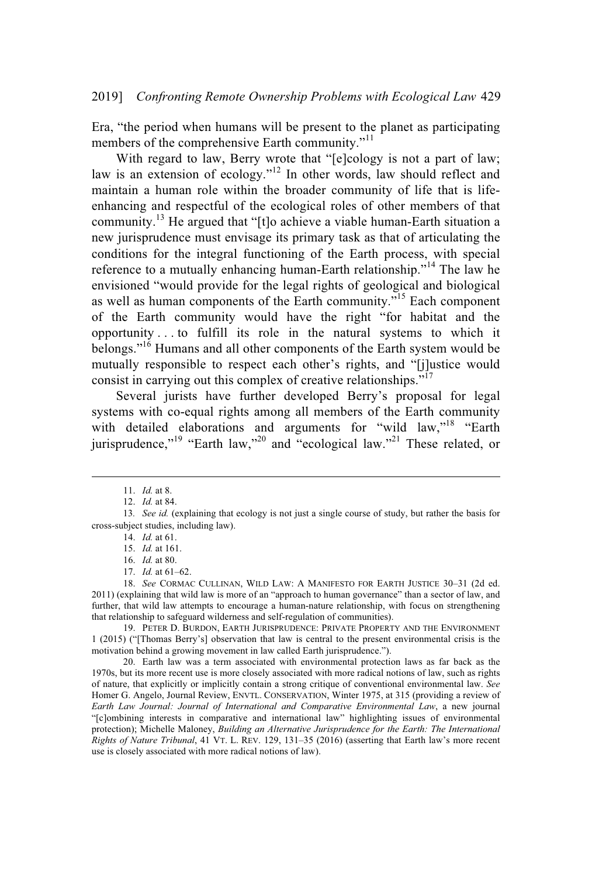Era, "the period when humans will be present to the planet as participating members of the comprehensive Earth community."[11]

With regard to law, Berry wrote that "[e]cology is not a part of law; law is an extension of ecology."[12] In other words, law should reflect and maintain a human role within the broader community of life that is life-enhancing and respectful of the ecological roles of other members of that community.[13] He argued that "[t]o achieve a viable human-Earth situation a new jurisprudence must envisage its primary task as that of articulating the conditions for the integral functioning of the Earth process, with special reference to a mutually enhancing human-Earth relationship."[14] The law he envisioned "would provide for the legal rights of geological and biological as well as human components of the Earth community."[15] Each component of the Earth community would have the right "for habitat and the opportunity . . . to fulfill its role in the natural systems to which it belongs."[16] Humans and all other components of the Earth system would be mutually responsible to respect each other's rights, and "[j]ustice would consist in carrying out this complex of creative relationships."[17]

Several jurists have further developed Berry's proposal for legal systems with co-equal rights among all members of the Earth community with detailed elaborations and arguments for "wild law,"[18] "Earth jurisprudence,"[19] "Earth law,"[20] and "ecological law."[21] These related, or

---

11. *Id.* at 8.

12. *Id.* at 84.

13. *See id.* (explaining that ecology is not just a single course of study, but rather the basis for cross-subject studies, including law).

14. *Id.* at 61.

15. *Id.* at 161.

16. *Id.* at 80.

17. *Id.* at 61–62.

18. *See* CORMAC CULLINAN, WILD LAW: A MANIFESTO FOR EARTH JUSTICE 30–31 (2d ed. 2011) (explaining that wild law is more of an "approach to human governance" than a sector of law, and further, that wild law attempts to encourage a human-nature relationship, with focus on strengthening that relationship to safeguard wilderness and self-regulation of communities).

19. PETER D. BURDON, EARTH JURISPRUDENCE: PRIVATE PROPERTY AND THE ENVIRONMENT 1 (2015) ("[Thomas Berry's] observation that law is central to the present environmental crisis is the motivation behind a growing movement in law called Earth jurisprudence.").

20. Earth law was a term associated with environmental protection laws as far back as the 1970s, but its more recent use is more closely associated with more radical notions of law, such as rights of nature, that explicitly or implicitly contain a strong critique of conventional environmental law. *See* Homer G. Angelo, Journal Review, ENVTL. CONSERVATION, Winter 1975, at 315 (providing a review of *Earth Law Journal: Journal of International and Comparative Environmental Law*, a new journal "[c]ombining interests in comparative and international law" highlighting issues of environmental protection); Michelle Maloney, *Building an Alternative Jurisprudence for the Earth: The International Rights of Nature Tribunal*, 41 VT. L. REV. 129, 131–35 (2016) (asserting that Earth law's more recent use is closely associated with more radical notions of law).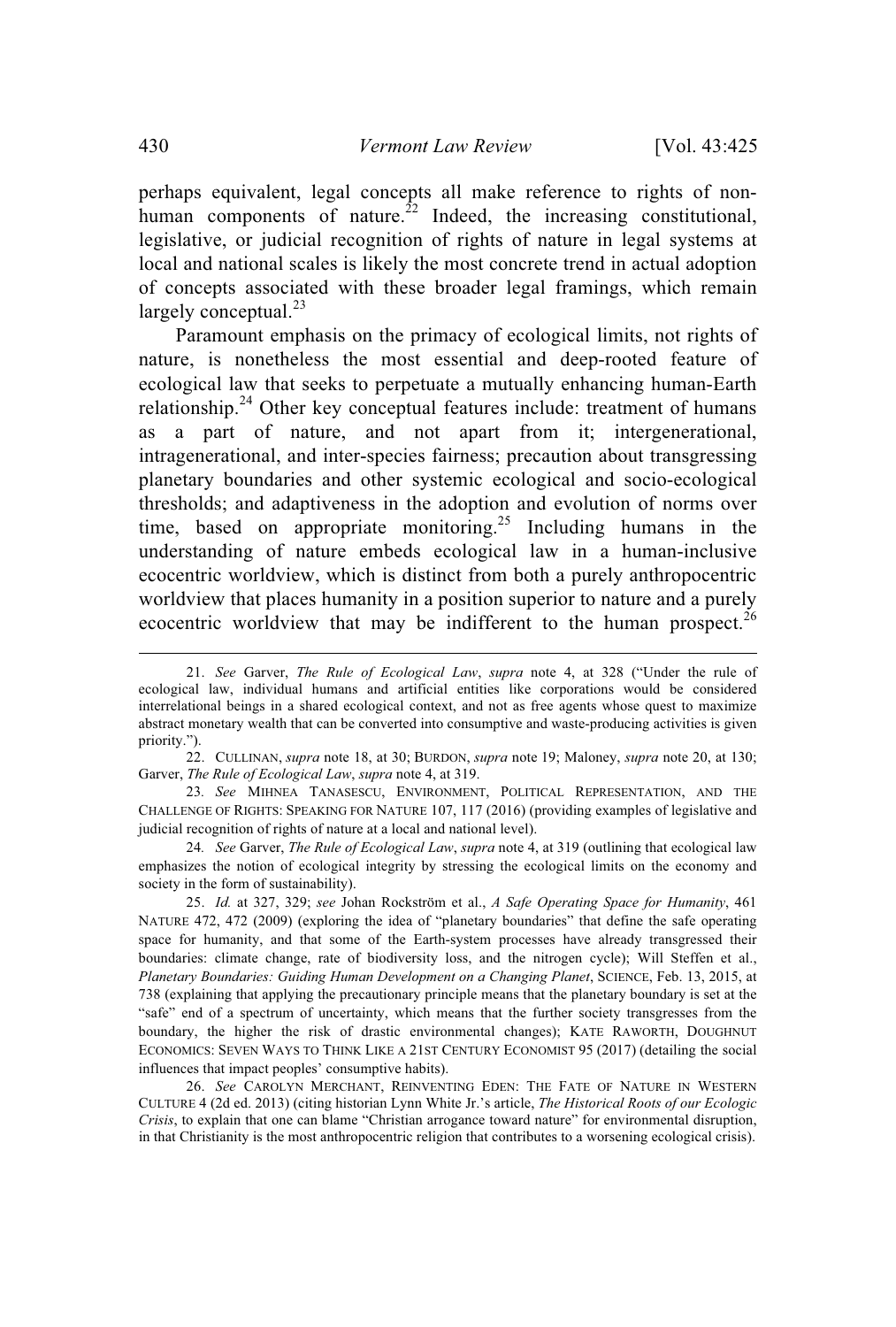perhaps equivalent, legal concepts all make reference to rights of non-human components of nature.[22] Indeed, the increasing constitutional, legislative, or judicial recognition of rights of nature in legal systems at local and national scales is likely the most concrete trend in actual adoption of concepts associated with these broader legal framings, which remain largely conceptual.[23]

Paramount emphasis on the primacy of ecological limits, not rights of nature, is nonetheless the most essential and deep-rooted feature of ecological law that seeks to perpetuate a mutually enhancing human-Earth relationship.[24] Other key conceptual features include: treatment of humans as a part of nature, and not apart from it; intergenerational, intragenerational, and inter-species fairness; precaution about transgressing planetary boundaries and other systemic ecological and socio-ecological thresholds; and adaptiveness in the adoption and evolution of norms over time, based on appropriate monitoring.[25] Including humans in the understanding of nature embeds ecological law in a human-inclusive ecocentric worldview, which is distinct from both a purely anthropocentric worldview that places humanity in a position superior to nature and a purely ecocentric worldview that may be indifferent to the human prospect.[26]

---

21. *See* Garver, *The Rule of Ecological Law*, *supra* note 4, at 328 ("Under the rule of ecological law, individual humans and artificial entities like corporations would be considered interrelational beings in a shared ecological context, and not as free agents whose quest to maximize abstract monetary wealth that can be converted into consumptive and waste-producing activities is given priority.").

22. CULLINAN, *supra* note 18, at 30; BURDON, *supra* note 19; Maloney, *supra* note 20, at 130; Garver, *The Rule of Ecological Law*, *supra* note 4, at 319.

23. *See* MIHNEA TANASESCU, ENVIRONMENT, POLITICAL REPRESENTATION, AND THE CHALLENGE OF RIGHTS: SPEAKING FOR NATURE 107, 117 (2016) (providing examples of legislative and judicial recognition of rights of nature at a local and national level).

24. *See* Garver, *The Rule of Ecological Law*, *supra* note 4, at 319 (outlining that ecological law emphasizes the notion of ecological integrity by stressing the ecological limits on the economy and society in the form of sustainability).

25. *Id.* at 327, 329; *see* Johan Rockström et al., *A Safe Operating Space for Humanity*, 461 NATURE 472, 472 (2009) (exploring the idea of "planetary boundaries" that define the safe operating space for humanity, and that some of the Earth-system processes have already transgressed their boundaries: climate change, rate of biodiversity loss, and the nitrogen cycle); Will Steffen et al., *Planetary Boundaries: Guiding Human Development on a Changing Planet*, SCIENCE, Feb. 13, 2015, at 738 (explaining that applying the precautionary principle means that the planetary boundary is set at the "safe" end of a spectrum of uncertainty, which means that the further society transgresses from the boundary, the higher the risk of drastic environmental changes); KATE RAWORTH, DOUGHNUT ECONOMICS: SEVEN WAYS TO THINK LIKE A 21ST CENTURY ECONOMIST 95 (2017) (detailing the social influences that impact peoples' consumptive habits).

26. *See* CAROLYN MERCHANT, REINVENTING EDEN: THE FATE OF NATURE IN WESTERN CULTURE 4 (2d ed. 2013) (citing historian Lynn White Jr.'s article, *The Historical Roots of our Ecologic Crisis*, to explain that one can blame "Christian arrogance toward nature" for environmental disruption, in that Christianity is the most anthropocentric religion that contributes to a worsening ecological crisis).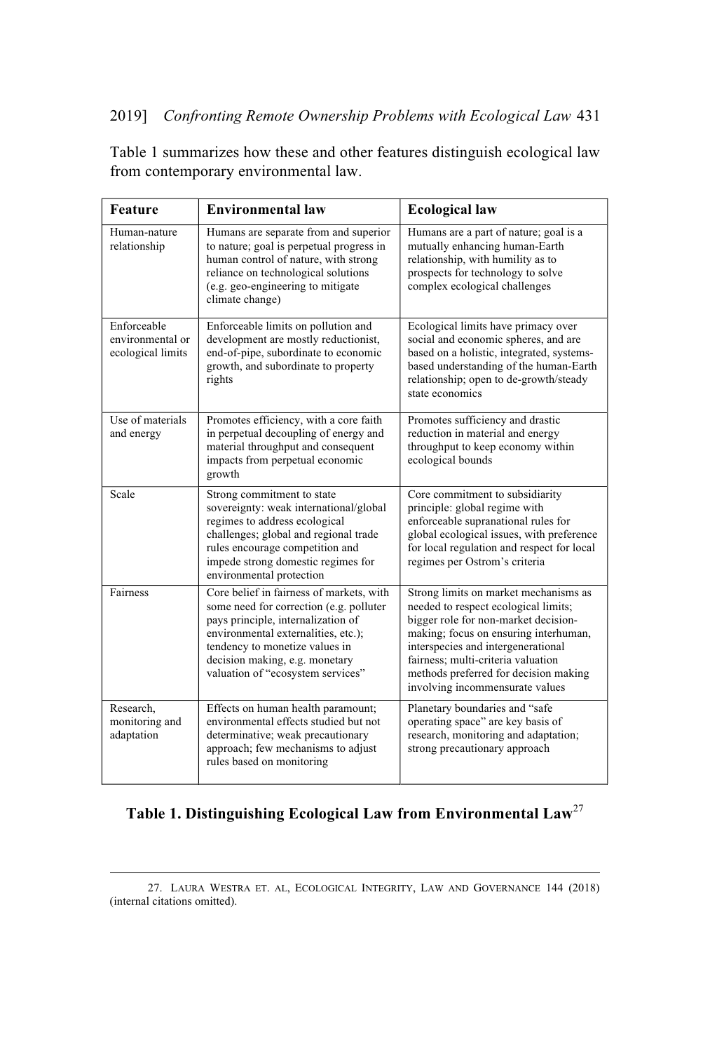Table 1 summarizes how these and other features distinguish ecological law from contemporary environmental law.

| Feature | Environmental law | Ecological law |
|---|---|---|
| Human-nature relationship | Humans are separate from and superior to nature; goal is perpetual progress in human control of nature, with strong reliance on technological solutions (e.g. geo-engineering to mitigate climate change) | Humans are a part of nature; goal is a mutually enhancing human-Earth relationship, with humility as to prospects for technology to solve complex ecological challenges |
| Enforceable environmental or ecological limits | Enforceable limits on pollution and development are mostly reductionist, end-of-pipe, subordinate to economic growth, and subordinate to property rights | Ecological limits have primacy over social and economic spheres, and are based on a holistic, integrated, systems-based understanding of the human-Earth relationship; open to de-growth/steady state economics |
| Use of materials and energy | Promotes efficiency, with a core faith in perpetual decoupling of energy and material throughput and consequent impacts from perpetual economic growth | Promotes sufficiency and drastic reduction in material and energy throughput to keep economy within ecological bounds |
| Scale | Strong commitment to state sovereignty: weak international/global regimes to address ecological challenges; global and regional trade rules encourage competition and impede strong domestic regimes for environmental protection | Core commitment to subsidiarity principle: global regime with enforceable supranational rules for global ecological issues, with preference for local regulation and respect for local regimes per Ostrom's criteria |
| Fairness | Core belief in fairness of markets, with some need for correction (e.g. polluter pays principle, internalization of environmental externalities, etc.); tendency to monetize values in decision making, e.g. monetary valuation of "ecosystem services" | Strong limits on market mechanisms as needed to respect ecological limits; bigger role for non-market decision-making; focus on ensuring interhuman, interspecies and intergenerational fairness; multi-criteria valuation methods preferred for decision making involving incommensurate values |
| Research, monitoring and adaptation | Effects on human health paramount; environmental effects studied but not determinative; weak precautionary approach; few mechanisms to adjust rules based on monitoring | Planetary boundaries and "safe operating space" are key basis of research, monitoring and adaptation; strong precautionary approach |

**Table 1. Distinguishing Ecological Law from Environmental Law**[27]

---

27. LAURA WESTRA ET. AL, ECOLOGICAL INTEGRITY, LAW AND GOVERNANCE 144 (2018) (internal citations omitted).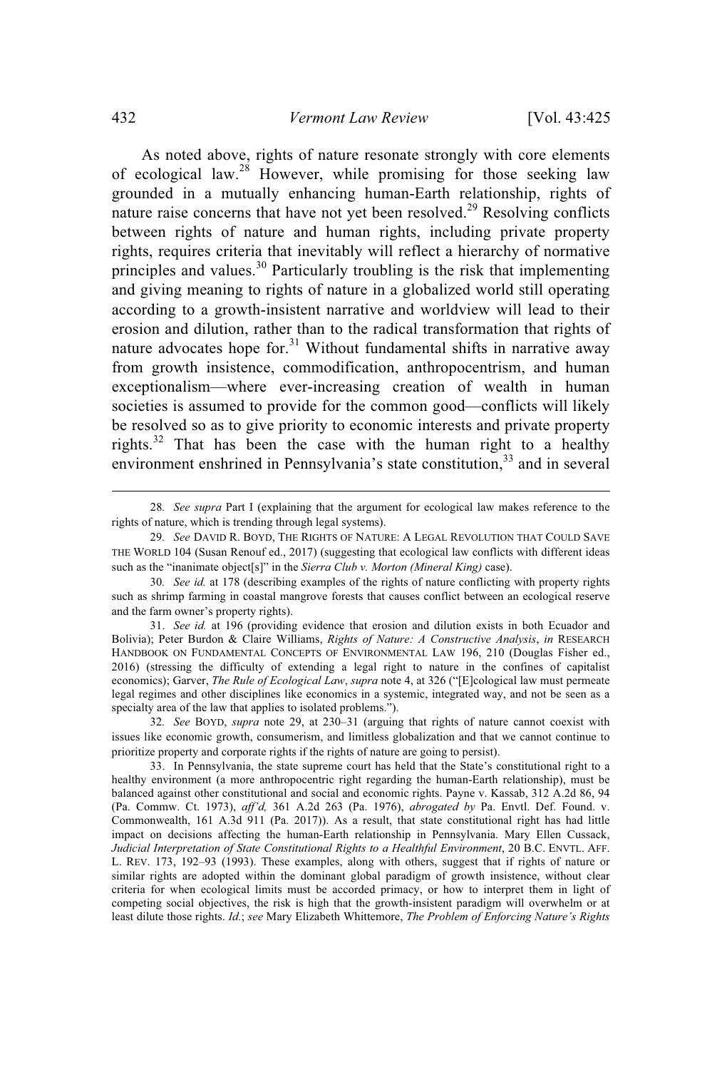As noted above, rights of nature resonate strongly with core elements of ecological law.[28] However, while promising for those seeking law grounded in a mutually enhancing human-Earth relationship, rights of nature raise concerns that have not yet been resolved.[29] Resolving conflicts between rights of nature and human rights, including private property rights, requires criteria that inevitably will reflect a hierarchy of normative principles and values.[30] Particularly troubling is the risk that implementing and giving meaning to rights of nature in a globalized world still operating according to a growth-insistent narrative and worldview will lead to their erosion and dilution, rather than to the radical transformation that rights of nature advocates hope for.[31] Without fundamental shifts in narrative away from growth insistence, commodification, anthropocentrism, and human exceptionalism—where ever-increasing creation of wealth in human societies is assumed to provide for the common good—conflicts will likely be resolved so as to give priority to economic interests and private property rights.[32] That has been the case with the human right to a healthy environment enshrined in Pennsylvania's state constitution,[33] and in several

---

28. *See supra* Part I (explaining that the argument for ecological law makes reference to the rights of nature, which is trending through legal systems).

29. *See* DAVID R. BOYD, THE RIGHTS OF NATURE: A LEGAL REVOLUTION THAT COULD SAVE THE WORLD 104 (Susan Renouf ed., 2017) (suggesting that ecological law conflicts with different ideas such as the "inanimate object[s]" in the *Sierra Club v. Morton (Mineral King)* case).

30. *See id.* at 178 (describing examples of the rights of nature conflicting with property rights such as shrimp farming in coastal mangrove forests that causes conflict between an ecological reserve and the farm owner's property rights).

31. *See id.* at 196 (providing evidence that erosion and dilution exists in both Ecuador and Bolivia); Peter Burdon & Claire Williams, *Rights of Nature: A Constructive Analysis*, *in* RESEARCH HANDBOOK ON FUNDAMENTAL CONCEPTS OF ENVIRONMENTAL LAW 196, 210 (Douglas Fisher ed., 2016) (stressing the difficulty of extending a legal right to nature in the confines of capitalist economics); Garver, *The Rule of Ecological Law*, *supra* note 4, at 326 ("[E]cological law must permeate legal regimes and other disciplines like economics in a systemic, integrated way, and not be seen as a specialty area of the law that applies to isolated problems.").

32. *See* BOYD, *supra* note 29, at 230–31 (arguing that rights of nature cannot coexist with issues like economic growth, consumerism, and limitless globalization and that we cannot continue to prioritize property and corporate rights if the rights of nature are going to persist).

33. In Pennsylvania, the state supreme court has held that the State's constitutional right to a healthy environment (a more anthropocentric right regarding the human-Earth relationship), must be balanced against other constitutional and social and economic rights. Payne v. Kassab, 312 A.2d 86, 94 (Pa. Commw. Ct. 1973), *aff'd,* 361 A.2d 263 (Pa. 1976), *abrogated by* Pa. Envtl. Def. Found. v. Commonwealth, 161 A.3d 911 (Pa. 2017)). As a result, that state constitutional right has had little impact on decisions affecting the human-Earth relationship in Pennsylvania. Mary Ellen Cussack, *Judicial Interpretation of State Constitutional Rights to a Healthful Environment*, 20 B.C. ENVTL. AFF. L. REV. 173, 192–93 (1993). These examples, along with others, suggest that if rights of nature or similar rights are adopted within the dominant global paradigm of growth insistence, without clear criteria for when ecological limits must be accorded primacy, or how to interpret them in light of competing social objectives, the risk is high that the growth-insistent paradigm will overwhelm or at least dilute those rights. *Id.*; *see* Mary Elizabeth Whittemore, *The Problem of Enforcing Nature's Rights*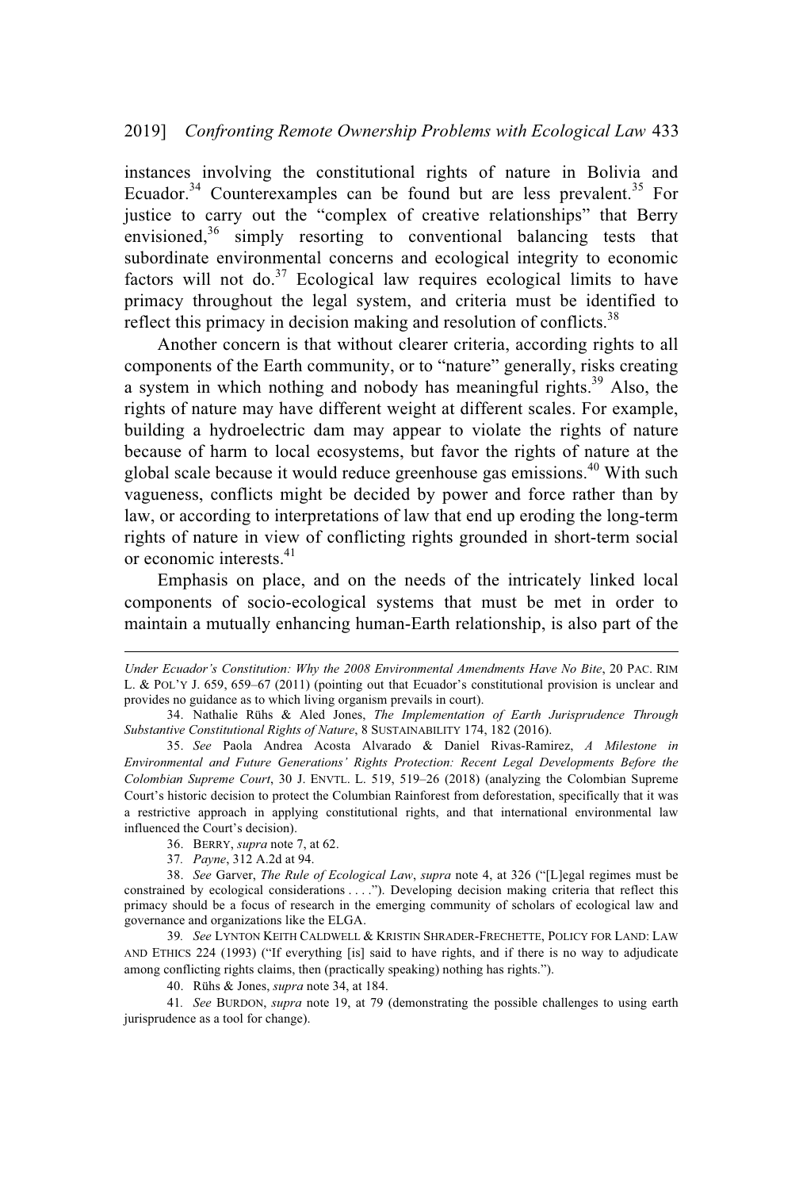instances involving the constitutional rights of nature in Bolivia and Ecuador.[34] Counterexamples can be found but are less prevalent.[35] For justice to carry out the "complex of creative relationships" that Berry envisioned,[36] simply resorting to conventional balancing tests that subordinate environmental concerns and ecological integrity to economic factors will not do.[37] Ecological law requires ecological limits to have primacy throughout the legal system, and criteria must be identified to reflect this primacy in decision making and resolution of conflicts.[38]

Another concern is that without clearer criteria, according rights to all components of the Earth community, or to "nature" generally, risks creating a system in which nothing and nobody has meaningful rights.[39] Also, the rights of nature may have different weight at different scales. For example, building a hydroelectric dam may appear to violate the rights of nature because of harm to local ecosystems, but favor the rights of nature at the global scale because it would reduce greenhouse gas emissions.[40] With such vagueness, conflicts might be decided by power and force rather than by law, or according to interpretations of law that end up eroding the long-term rights of nature in view of conflicting rights grounded in short-term social or economic interests.[41]

Emphasis on place, and on the needs of the intricately linked local components of socio-ecological systems that must be met in order to maintain a mutually enhancing human-Earth relationship, is also part of the

---

*Under Ecuador's Constitution: Why the 2008 Environmental Amendments Have No Bite*, 20 PAC. RIM L. & POL'Y J. 659, 659–67 (2011) (pointing out that Ecuador's constitutional provision is unclear and provides no guidance as to which living organism prevails in court).

34. Nathalie Rühs & Aled Jones, *The Implementation of Earth Jurisprudence Through Substantive Constitutional Rights of Nature*, 8 SUSTAINABILITY 174, 182 (2016).

35. *See* Paola Andrea Acosta Alvarado & Daniel Rivas-Ramirez, *A Milestone in Environmental and Future Generations' Rights Protection: Recent Legal Developments Before the Colombian Supreme Court*, 30 J. ENVTL. L. 519, 519–26 (2018) (analyzing the Colombian Supreme Court's historic decision to protect the Columbian Rainforest from deforestation, specifically that it was a restrictive approach in applying constitutional rights, and that international environmental law influenced the Court's decision).

36. BERRY, *supra* note 7, at 62.

37. *Payne*, 312 A.2d at 94.

38. *See* Garver, *The Rule of Ecological Law*, *supra* note 4, at 326 ("[L]egal regimes must be constrained by ecological considerations . . . ."). Developing decision making criteria that reflect this primacy should be a focus of research in the emerging community of scholars of ecological law and governance and organizations like the ELGA.

39. *See* LYNTON KEITH CALDWELL & KRISTIN SHRADER-FRECHETTE, POLICY FOR LAND: LAW AND ETHICS 224 (1993) ("If everything [is] said to have rights, and if there is no way to adjudicate among conflicting rights claims, then (practically speaking) nothing has rights.").

40. Rühs & Jones, *supra* note 34, at 184.

41. *See* BURDON, *supra* note 19, at 79 (demonstrating the possible challenges to using earth jurisprudence as a tool for change).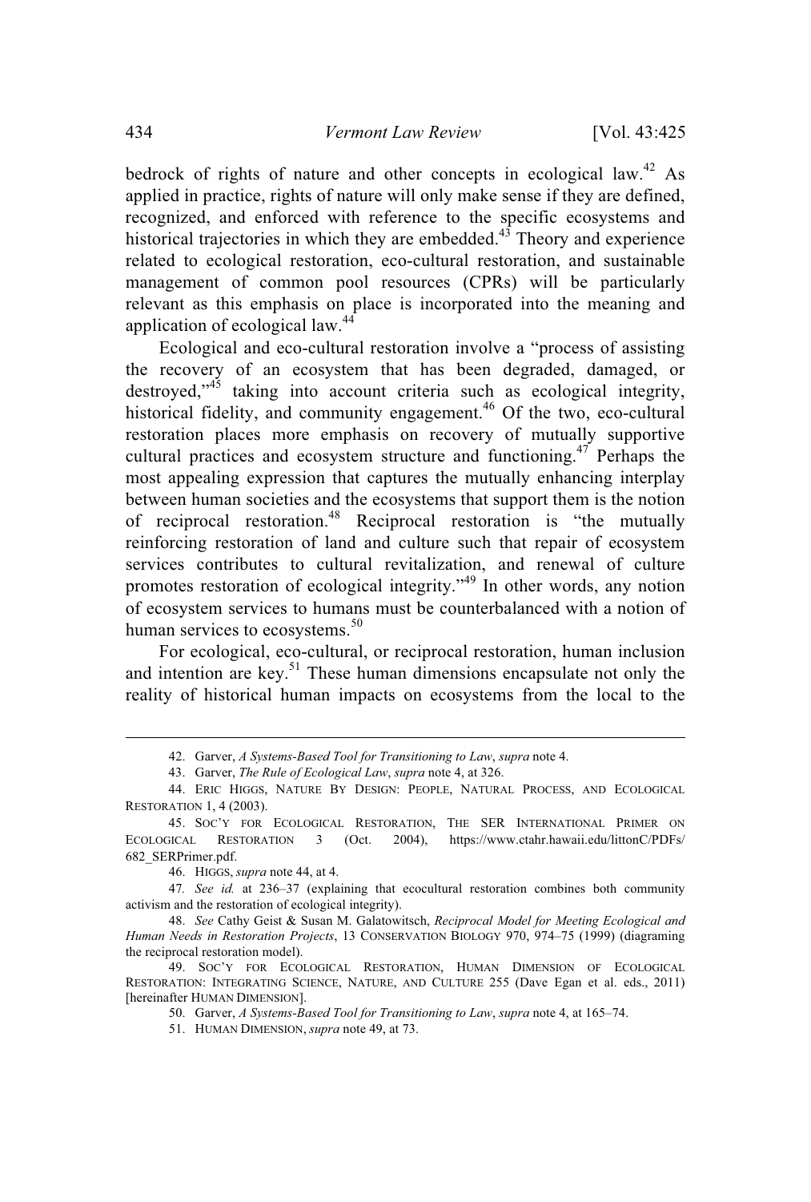bedrock of rights of nature and other concepts in ecological law.[42] As applied in practice, rights of nature will only make sense if they are defined, recognized, and enforced with reference to the specific ecosystems and historical trajectories in which they are embedded.[43] Theory and experience related to ecological restoration, eco-cultural restoration, and sustainable management of common pool resources (CPRs) will be particularly relevant as this emphasis on place is incorporated into the meaning and application of ecological law.[44]

Ecological and eco-cultural restoration involve a "process of assisting the recovery of an ecosystem that has been degraded, damaged, or destroyed,"[45] taking into account criteria such as ecological integrity, historical fidelity, and community engagement.[46] Of the two, eco-cultural restoration places more emphasis on recovery of mutually supportive cultural practices and ecosystem structure and functioning.[47] Perhaps the most appealing expression that captures the mutually enhancing interplay between human societies and the ecosystems that support them is the notion of reciprocal restoration.[48] Reciprocal restoration is "the mutually reinforcing restoration of land and culture such that repair of ecosystem services contributes to cultural revitalization, and renewal of culture promotes restoration of ecological integrity."[49] In other words, any notion of ecosystem services to humans must be counterbalanced with a notion of human services to ecosystems.[50]

For ecological, eco-cultural, or reciprocal restoration, human inclusion and intention are key.[51] These human dimensions encapsulate not only the reality of historical human impacts on ecosystems from the local to the

---

42. Garver, *A Systems-Based Tool for Transitioning to Law*, *supra* note 4.

43. Garver, *The Rule of Ecological Law*, *supra* note 4, at 326.

44. ERIC HIGGS, NATURE BY DESIGN: PEOPLE, NATURAL PROCESS, AND ECOLOGICAL RESTORATION 1, 4 (2003).

45. SOC'Y FOR ECOLOGICAL RESTORATION, THE SER INTERNATIONAL PRIMER ON ECOLOGICAL RESTORATION 3 (Oct. 2004), https://www.ctahr.hawaii.edu/littonC/PDFs/682_SERPrimer.pdf.

46. HIGGS, *supra* note 44, at 4.

47. *See id.* at 236–37 (explaining that ecocultural restoration combines both community activism and the restoration of ecological integrity).

48. *See* Cathy Geist & Susan M. Galatowitsch, *Reciprocal Model for Meeting Ecological and Human Needs in Restoration Projects*, 13 CONSERVATION BIOLOGY 970, 974–75 (1999) (diagraming the reciprocal restoration model).

49. SOC'Y FOR ECOLOGICAL RESTORATION, HUMAN DIMENSION OF ECOLOGICAL RESTORATION: INTEGRATING SCIENCE, NATURE, AND CULTURE 255 (Dave Egan et al. eds., 2011) [hereinafter HUMAN DIMENSION].

50. Garver, *A Systems-Based Tool for Transitioning to Law*, *supra* note 4, at 165–74.

51. HUMAN DIMENSION, *supra* note 49, at 73.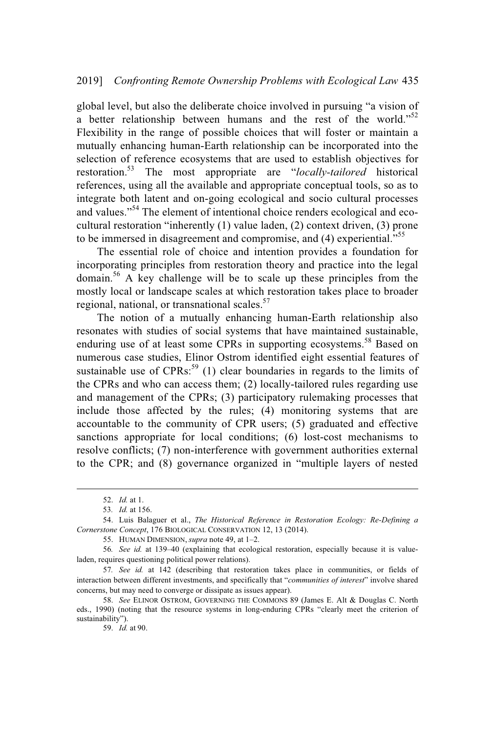global level, but also the deliberate choice involved in pursuing "a vision of a better relationship between humans and the rest of the world."[52] Flexibility in the range of possible choices that will foster or maintain a mutually enhancing human-Earth relationship can be incorporated into the selection of reference ecosystems that are used to establish objectives for restoration.[53] The most appropriate are "*locally-tailored* historical references, using all the available and appropriate conceptual tools, so as to integrate both latent and on-going ecological and socio cultural processes and values."[54] The element of intentional choice renders ecological and eco-cultural restoration "inherently (1) value laden, (2) context driven, (3) prone to be immersed in disagreement and compromise, and (4) experiential."[55]

The essential role of choice and intention provides a foundation for incorporating principles from restoration theory and practice into the legal domain.[56] A key challenge will be to scale up these principles from the mostly local or landscape scales at which restoration takes place to broader regional, national, or transnational scales.[57]

The notion of a mutually enhancing human-Earth relationship also resonates with studies of social systems that have maintained sustainable, enduring use of at least some CPRs in supporting ecosystems.[58] Based on numerous case studies, Elinor Ostrom identified eight essential features of sustainable use of CPRs:[59] (1) clear boundaries in regards to the limits of the CPRs and who can access them; (2) locally-tailored rules regarding use and management of the CPRs; (3) participatory rulemaking processes that include those affected by the rules; (4) monitoring systems that are accountable to the community of CPR users; (5) graduated and effective sanctions appropriate for local conditions; (6) lost-cost mechanisms to resolve conflicts; (7) non-interference with government authorities external to the CPR; and (8) governance organized in "multiple layers of nested

---

52. *Id.* at 1.

53. *Id.* at 156.

54. Luis Balaguer et al., *The Historical Reference in Restoration Ecology: Re-Defining a Cornerstone Concept*, 176 BIOLOGICAL CONSERVATION 12, 13 (2014).

55. HUMAN DIMENSION, *supra* note 49, at 1–2.

56. *See id.* at 139–40 (explaining that ecological restoration, especially because it is value-laden, requires questioning political power relations).

57. *See id.* at 142 (describing that restoration takes place in communities, or fields of interaction between different investments, and specifically that "*communities of interest*" involve shared concerns, but may need to converge or dissipate as issues appear).

58. *See* ELINOR OSTROM, GOVERNING THE COMMONS 89 (James E. Alt & Douglas C. North eds., 1990) (noting that the resource systems in long-enduring CPRs "clearly meet the criterion of sustainability").

59. *Id.* at 90.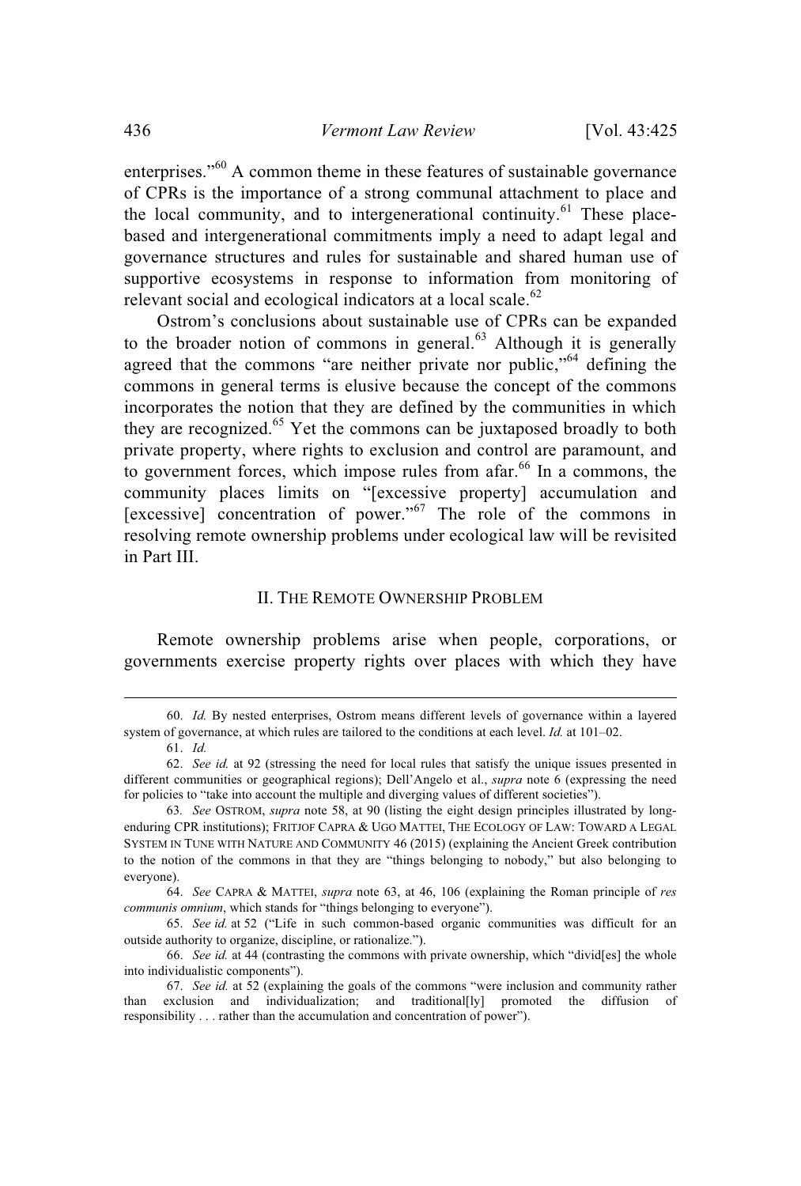enterprises."[60] A common theme in these features of sustainable governance of CPRs is the importance of a strong communal attachment to place and the local community, and to intergenerational continuity.[61] These place-based and intergenerational commitments imply a need to adapt legal and governance structures and rules for sustainable and shared human use of supportive ecosystems in response to information from monitoring of relevant social and ecological indicators at a local scale.[62]

Ostrom's conclusions about sustainable use of CPRs can be expanded to the broader notion of commons in general.[63] Although it is generally agreed that the commons "are neither private nor public,"[64] defining the commons in general terms is elusive because the concept of the commons incorporates the notion that they are defined by the communities in which they are recognized.[65] Yet the commons can be juxtaposed broadly to both private property, where rights to exclusion and control are paramount, and to government forces, which impose rules from afar.[66] In a commons, the community places limits on "[excessive property] accumulation and [excessive] concentration of power."[67] The role of the commons in resolving remote ownership problems under ecological law will be revisited in Part III.

## II. THE REMOTE OWNERSHIP PROBLEM

Remote ownership problems arise when people, corporations, or governments exercise property rights over places with which they have

---

60. *Id.* By nested enterprises, Ostrom means different levels of governance within a layered system of governance, at which rules are tailored to the conditions at each level. *Id.* at 101–02.

61. *Id.*

62. *See id.* at 92 (stressing the need for local rules that satisfy the unique issues presented in different communities or geographical regions); Dell'Angelo et al., *supra* note 6 (expressing the need for policies to "take into account the multiple and diverging values of different societies").

63. *See* OSTROM, *supra* note 58, at 90 (listing the eight design principles illustrated by long-enduring CPR institutions); FRITJOF CAPRA & UGO MATTEI, THE ECOLOGY OF LAW: TOWARD A LEGAL SYSTEM IN TUNE WITH NATURE AND COMMUNITY 46 (2015) (explaining the Ancient Greek contribution to the notion of the commons in that they are "things belonging to nobody," but also belonging to everyone).

64. *See* CAPRA & MATTEI, *supra* note 63, at 46, 106 (explaining the Roman principle of *res communis omnium*, which stands for "things belonging to everyone").

65. *See id.* at 52 ("Life in such common-based organic communities was difficult for an outside authority to organize, discipline, or rationalize.").

66. *See id.* at 44 (contrasting the commons with private ownership, which "divid[es] the whole into individualistic components").

67. *See id.* at 52 (explaining the goals of the commons "were inclusion and community rather than exclusion and individualization; and traditional[ly] promoted the diffusion of responsibility . . . rather than the accumulation and concentration of power").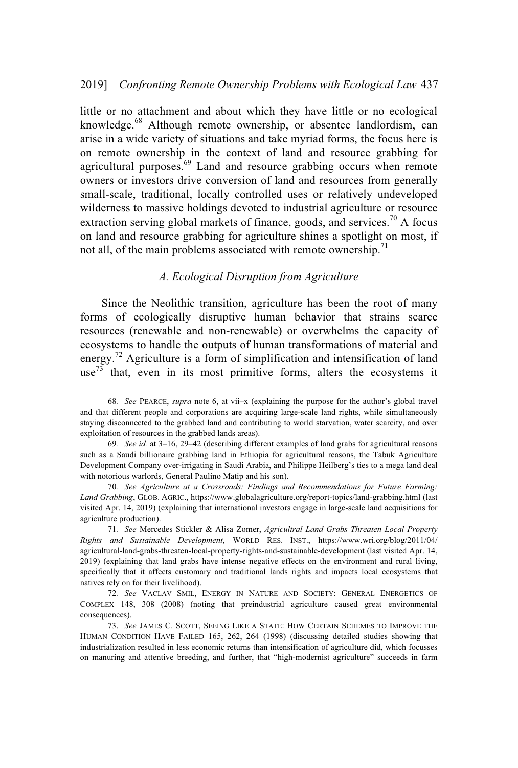little or no attachment and about which they have little or no ecological knowledge.[68] Although remote ownership, or absentee landlordism, can arise in a wide variety of situations and take myriad forms, the focus here is on remote ownership in the context of land and resource grabbing for agricultural purposes.[69] Land and resource grabbing occurs when remote owners or investors drive conversion of land and resources from generally small-scale, traditional, locally controlled uses or relatively undeveloped wilderness to massive holdings devoted to industrial agriculture or resource extraction serving global markets of finance, goods, and services.[70] A focus on land and resource grabbing for agriculture shines a spotlight on most, if not all, of the main problems associated with remote ownership.[71]

### *A. Ecological Disruption from Agriculture*

Since the Neolithic transition, agriculture has been the root of many forms of ecologically disruptive human behavior that strains scarce resources (renewable and non-renewable) or overwhelms the capacity of ecosystems to handle the outputs of human transformations of material and energy.[72] Agriculture is a form of simplification and intensification of land use[73] that, even in its most primitive forms, alters the ecosystems it

---

68. *See* PEARCE, *supra* note 6, at vii–x (explaining the purpose for the author's global travel and that different people and corporations are acquiring large-scale land rights, while simultaneously staying disconnected to the grabbed land and contributing to world starvation, water scarcity, and over exploitation of resources in the grabbed lands areas).

69. *See id.* at 3–16, 29–42 (describing different examples of land grabs for agricultural reasons such as a Saudi billionaire grabbing land in Ethiopia for agricultural reasons, the Tabuk Agriculture Development Company over-irrigating in Saudi Arabia, and Philippe Heilberg's ties to a mega land deal with notorious warlords, General Paulino Matip and his son).

70. *See Agriculture at a Crossroads: Findings and Recommendations for Future Farming: Land Grabbing*, GLOB. AGRIC., https://www.globalagriculture.org/report-topics/land-grabbing.html (last visited Apr. 14, 2019) (explaining that international investors engage in large-scale land acquisitions for agriculture production).

71. *See* Mercedes Stickler & Alisa Zomer, *Agricultral Land Grabs Threaten Local Property Rights and Sustainable Development*, WORLD RES. INST., https://www.wri.org/blog/2011/04/agricultural-land-grabs-threaten-local-property-rights-and-sustainable-development (last visited Apr. 14, 2019) (explaining that land grabs have intense negative effects on the environment and rural living, specifically that it affects customary and traditional lands rights and impacts local ecosystems that natives rely on for their livelihood).

72. *See* VACLAV SMIL, ENERGY IN NATURE AND SOCIETY: GENERAL ENERGETICS OF COMPLEX 148, 308 (2008) (noting that preindustrial agriculture caused great environmental consequences).

73. *See* JAMES C. SCOTT, SEEING LIKE A STATE: HOW CERTAIN SCHEMES TO IMPROVE THE HUMAN CONDITION HAVE FAILED 165, 262, 264 (1998) (discussing detailed studies showing that industrialization resulted in less economic returns than intensification of agriculture did, which focusses on manuring and attentive breeding, and further, that "high-modernist agriculture" succeeds in farm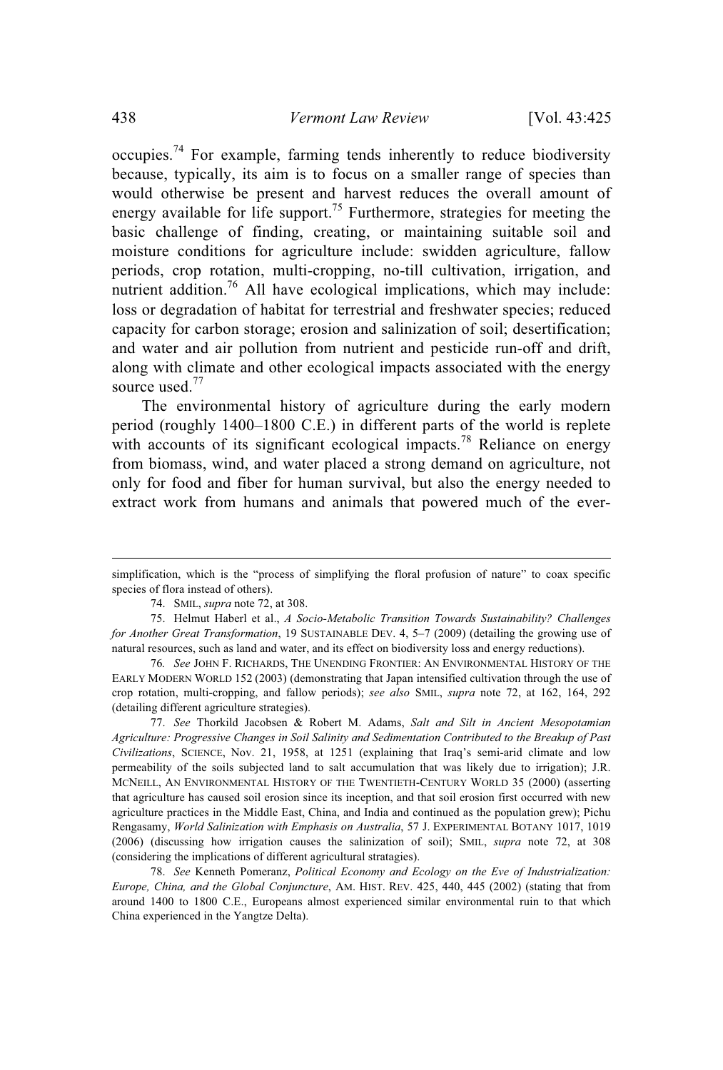occupies.[74] For example, farming tends inherently to reduce biodiversity because, typically, its aim is to focus on a smaller range of species than would otherwise be present and harvest reduces the overall amount of energy available for life support.[75] Furthermore, strategies for meeting the basic challenge of finding, creating, or maintaining suitable soil and moisture conditions for agriculture include: swidden agriculture, fallow periods, crop rotation, multi-cropping, no-till cultivation, irrigation, and nutrient addition.[76] All have ecological implications, which may include: loss or degradation of habitat for terrestrial and freshwater species; reduced capacity for carbon storage; erosion and salinization of soil; desertification; and water and air pollution from nutrient and pesticide run-off and drift, along with climate and other ecological impacts associated with the energy source used.[77]

The environmental history of agriculture during the early modern period (roughly 1400–1800 C.E.) in different parts of the world is replete with accounts of its significant ecological impacts.[78] Reliance on energy from biomass, wind, and water placed a strong demand on agriculture, not only for food and fiber for human survival, but also the energy needed to extract work from humans and animals that powered much of the ever-

---

simplification, which is the "process of simplifying the floral profusion of nature" to coax specific species of flora instead of others).

74. SMIL, *supra* note 72, at 308.

75. Helmut Haberl et al., *A Socio-Metabolic Transition Towards Sustainability? Challenges for Another Great Transformation*, 19 SUSTAINABLE DEV. 4, 5–7 (2009) (detailing the growing use of natural resources, such as land and water, and its effect on biodiversity loss and energy reductions).

76. *See* JOHN F. RICHARDS, THE UNENDING FRONTIER: AN ENVIRONMENTAL HISTORY OF THE EARLY MODERN WORLD 152 (2003) (demonstrating that Japan intensified cultivation through the use of crop rotation, multi-cropping, and fallow periods); *see also* SMIL, *supra* note 72, at 162, 164, 292 (detailing different agriculture strategies).

77. *See* Thorkild Jacobsen & Robert M. Adams, *Salt and Silt in Ancient Mesopotamian Agriculture: Progressive Changes in Soil Salinity and Sedimentation Contributed to the Breakup of Past Civilizations*, SCIENCE, Nov. 21, 1958, at 1251 (explaining that Iraq's semi-arid climate and low permeability of the soils subjected land to salt accumulation that was likely due to irrigation); J.R. MCNEILL, AN ENVIRONMENTAL HISTORY OF THE TWENTIETH-CENTURY WORLD 35 (2000) (asserting that agriculture has caused soil erosion since its inception, and that soil erosion first occurred with new agriculture practices in the Middle East, China, and India and continued as the population grew); Pichu Rengasamy, *World Salinization with Emphasis on Australia*, 57 J. EXPERIMENTAL BOTANY 1017, 1019 (2006) (discussing how irrigation causes the salinization of soil); SMIL, *supra* note 72, at 308 (considering the implications of different agricultural stratagies).

78. *See* Kenneth Pomeranz, *Political Economy and Ecology on the Eve of Industrialization: Europe, China, and the Global Conjuncture*, AM. HIST. REV. 425, 440, 445 (2002) (stating that from around 1400 to 1800 C.E., Europeans almost experienced similar environmental ruin to that which China experienced in the Yangtze Delta).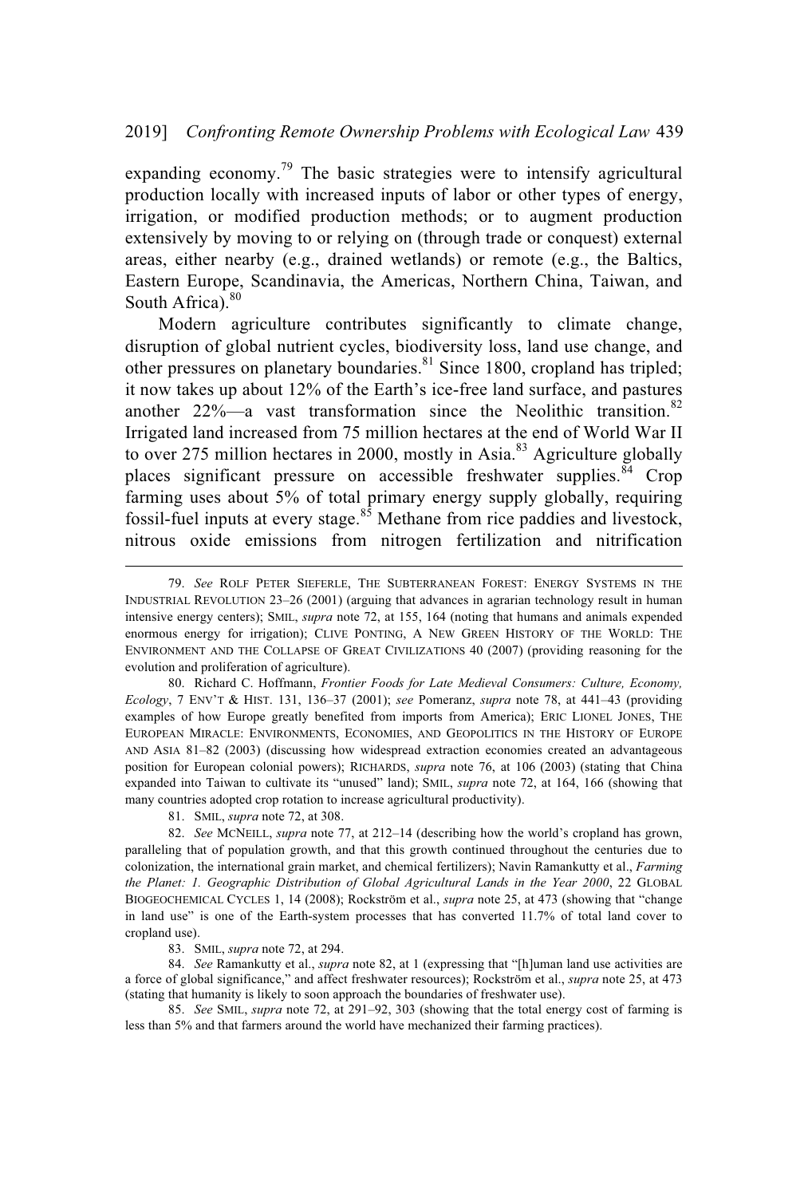expanding economy.[79] The basic strategies were to intensify agricultural production locally with increased inputs of labor or other types of energy, irrigation, or modified production methods; or to augment production extensively by moving to or relying on (through trade or conquest) external areas, either nearby (e.g., drained wetlands) or remote (e.g., the Baltics, Eastern Europe, Scandinavia, the Americas, Northern China, Taiwan, and South Africa).[80]

Modern agriculture contributes significantly to climate change, disruption of global nutrient cycles, biodiversity loss, land use change, and other pressures on planetary boundaries.[81] Since 1800, cropland has tripled; it now takes up about 12% of the Earth's ice-free land surface, and pastures another 22%—a vast transformation since the Neolithic transition.[82] Irrigated land increased from 75 million hectares at the end of World War II to over 275 million hectares in 2000, mostly in Asia.[83] Agriculture globally places significant pressure on accessible freshwater supplies.[84] Crop farming uses about 5% of total primary energy supply globally, requiring fossil-fuel inputs at every stage.[85] Methane from rice paddies and livestock, nitrous oxide emissions from nitrogen fertilization and nitrification

---

79. *See* ROLF PETER SIEFERLE, THE SUBTERRANEAN FOREST: ENERGY SYSTEMS IN THE INDUSTRIAL REVOLUTION 23–26 (2001) (arguing that advances in agrarian technology result in human intensive energy centers); SMIL, *supra* note 72, at 155, 164 (noting that humans and animals expended enormous energy for irrigation); CLIVE PONTING, A NEW GREEN HISTORY OF THE WORLD: THE ENVIRONMENT AND THE COLLAPSE OF GREAT CIVILIZATIONS 40 (2007) (providing reasoning for the evolution and proliferation of agriculture).

80. Richard C. Hoffmann, *Frontier Foods for Late Medieval Consumers: Culture, Economy, Ecology*, 7 ENV'T & HIST. 131, 136–37 (2001); *see* Pomeranz, *supra* note 78, at 441–43 (providing examples of how Europe greatly benefited from imports from America); ERIC LIONEL JONES, THE EUROPEAN MIRACLE: ENVIRONMENTS, ECONOMIES, AND GEOPOLITICS IN THE HISTORY OF EUROPE AND ASIA 81–82 (2003) (discussing how widespread extraction economies created an advantageous position for European colonial powers); RICHARDS, *supra* note 76, at 106 (2003) (stating that China expanded into Taiwan to cultivate its "unused" land); SMIL, *supra* note 72, at 164, 166 (showing that many countries adopted crop rotation to increase agricultural productivity).

81. SMIL, *supra* note 72, at 308.

82. *See* MCNEILL, *supra* note 77, at 212–14 (describing how the world's cropland has grown, paralleling that of population growth, and that this growth continued throughout the centuries due to colonization, the international grain market, and chemical fertilizers); Navin Ramankutty et al., *Farming the Planet: 1. Geographic Distribution of Global Agricultural Lands in the Year 2000*, 22 GLOBAL BIOGEOCHEMICAL CYCLES 1, 14 (2008); Rockström et al., *supra* note 25, at 473 (showing that "change in land use" is one of the Earth-system processes that has converted 11.7% of total land cover to cropland use).

83. SMIL, *supra* note 72, at 294.

84. *See* Ramankutty et al., *supra* note 82, at 1 (expressing that "[h]uman land use activities are a force of global significance," and affect freshwater resources); Rockström et al., *supra* note 25, at 473 (stating that humanity is likely to soon approach the boundaries of freshwater use).

85. *See* SMIL, *supra* note 72, at 291–92, 303 (showing that the total energy cost of farming is less than 5% and that farmers around the world have mechanized their farming practices).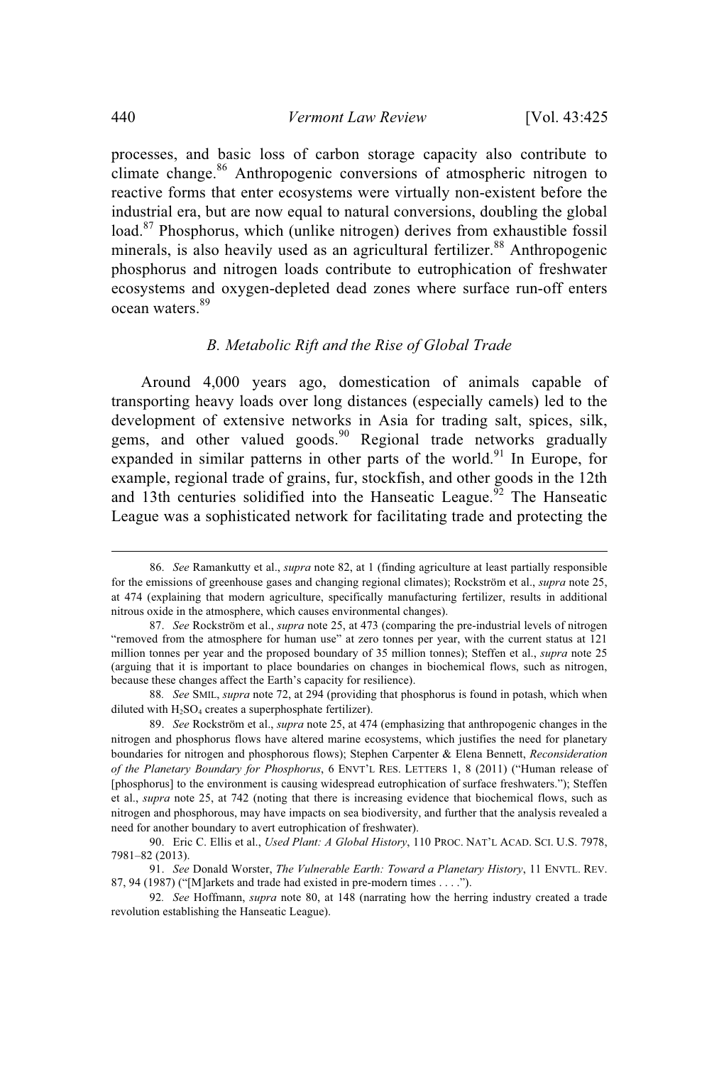processes, and basic loss of carbon storage capacity also contribute to climate change.[86] Anthropogenic conversions of atmospheric nitrogen to reactive forms that enter ecosystems were virtually non-existent before the industrial era, but are now equal to natural conversions, doubling the global load.[87] Phosphorus, which (unlike nitrogen) derives from exhaustible fossil minerals, is also heavily used as an agricultural fertilizer.[88] Anthropogenic phosphorus and nitrogen loads contribute to eutrophication of freshwater ecosystems and oxygen-depleted dead zones where surface run-off enters ocean waters.[89]

### *B. Metabolic Rift and the Rise of Global Trade*

Around 4,000 years ago, domestication of animals capable of transporting heavy loads over long distances (especially camels) led to the development of extensive networks in Asia for trading salt, spices, silk, gems, and other valued goods.[90] Regional trade networks gradually expanded in similar patterns in other parts of the world.[91] In Europe, for example, regional trade of grains, fur, stockfish, and other goods in the 12th and 13th centuries solidified into the Hanseatic League.[92] The Hanseatic League was a sophisticated network for facilitating trade and protecting the

---

86. *See* Ramankutty et al., *supra* note 82, at 1 (finding agriculture at least partially responsible for the emissions of greenhouse gases and changing regional climates); Rockström et al., *supra* note 25, at 474 (explaining that modern agriculture, specifically manufacturing fertilizer, results in additional nitrous oxide in the atmosphere, which causes environmental changes).

87. *See* Rockström et al., *supra* note 25, at 473 (comparing the pre-industrial levels of nitrogen "removed from the atmosphere for human use" at zero tonnes per year, with the current status at 121 million tonnes per year and the proposed boundary of 35 million tonnes); Steffen et al., *supra* note 25 (arguing that it is important to place boundaries on changes in biochemical flows, such as nitrogen, because these changes affect the Earth's capacity for resilience).

88. *See* SMIL, *supra* note 72, at 294 (providing that phosphorus is found in potash, which when diluted with $H_2SO_4$ creates a superphosphate fertilizer).

89. *See* Rockström et al., *supra* note 25, at 474 (emphasizing that anthropogenic changes in the nitrogen and phosphorus flows have altered marine ecosystems, which justifies the need for planetary boundaries for nitrogen and phosphorous flows); Stephen Carpenter & Elena Bennett, *Reconsideration of the Planetary Boundary for Phosphorus*, 6 ENVT'L RES. LETTERS 1, 8 (2011) ("Human release of [phosphorus] to the environment is causing widespread eutrophication of surface freshwaters."); Steffen et al., *supra* note 25, at 742 (noting that there is increasing evidence that biochemical flows, such as nitrogen and phosphorous, may have impacts on sea biodiversity, and further that the analysis revealed a need for another boundary to avert eutrophication of freshwater).

90. Eric C. Ellis et al., *Used Plant: A Global History*, 110 PROC. NAT'L ACAD. SCI. U.S. 7978, 7981–82 (2013).

91. *See* Donald Worster, *The Vulnerable Earth: Toward a Planetary History*, 11 ENVTL. REV. 87, 94 (1987) ("[M]arkets and trade had existed in pre-modern times . . . .").

92. *See* Hoffmann, *supra* note 80, at 148 (narrating how the herring industry created a trade revolution establishing the Hanseatic League).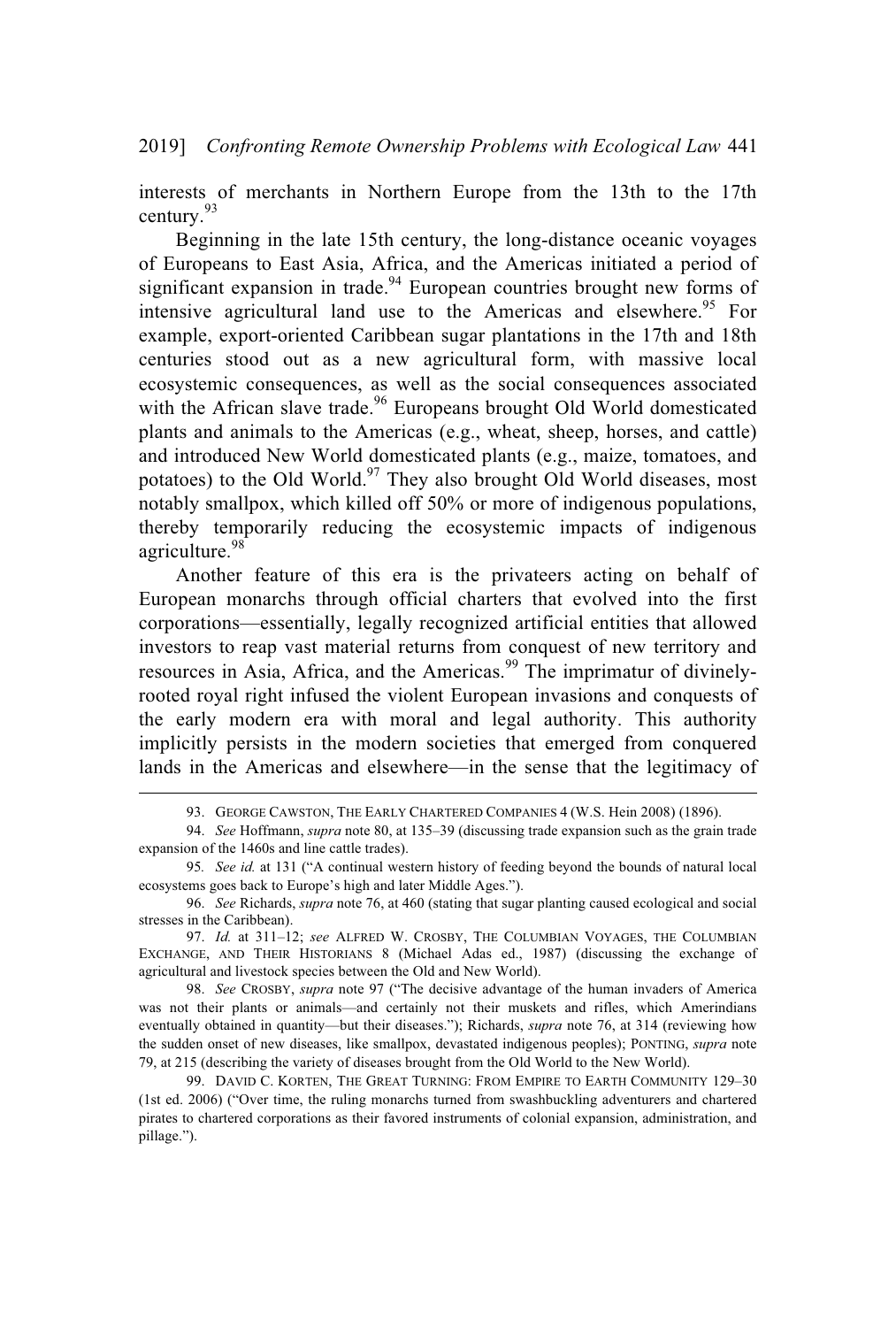interests of merchants in Northern Europe from the 13th to the 17th century.[93]

Beginning in the late 15th century, the long-distance oceanic voyages of Europeans to East Asia, Africa, and the Americas initiated a period of significant expansion in trade.[94] European countries brought new forms of intensive agricultural land use to the Americas and elsewhere.[95] For example, export-oriented Caribbean sugar plantations in the 17th and 18th centuries stood out as a new agricultural form, with massive local ecosystemic consequences, as well as the social consequences associated with the African slave trade.[96] Europeans brought Old World domesticated plants and animals to the Americas (e.g., wheat, sheep, horses, and cattle) and introduced New World domesticated plants (e.g., maize, tomatoes, and potatoes) to the Old World.[97] They also brought Old World diseases, most notably smallpox, which killed off 50% or more of indigenous populations, thereby temporarily reducing the ecosystemic impacts of indigenous agriculture.[98]

Another feature of this era is the privateers acting on behalf of European monarchs through official charters that evolved into the first corporations—essentially, legally recognized artificial entities that allowed investors to reap vast material returns from conquest of new territory and resources in Asia, Africa, and the Americas.[99] The imprimatur of divinely-rooted royal right infused the violent European invasions and conquests of the early modern era with moral and legal authority. This authority implicitly persists in the modern societies that emerged from conquered lands in the Americas and elsewhere—in the sense that the legitimacy of

---

93. GEORGE CAWSTON, THE EARLY CHARTERED COMPANIES 4 (W.S. Hein 2008) (1896).

94. *See* Hoffmann, *supra* note 80, at 135–39 (discussing trade expansion such as the grain trade expansion of the 1460s and line cattle trades).

95. *See id.* at 131 ("A continual western history of feeding beyond the bounds of natural local ecosystems goes back to Europe's high and later Middle Ages.").

96. *See* Richards, *supra* note 76, at 460 (stating that sugar planting caused ecological and social stresses in the Caribbean).

97. *Id.* at 311–12; *see* ALFRED W. CROSBY, THE COLUMBIAN VOYAGES, THE COLUMBIAN EXCHANGE, AND THEIR HISTORIANS 8 (Michael Adas ed., 1987) (discussing the exchange of agricultural and livestock species between the Old and New World).

98. *See* CROSBY, *supra* note 97 ("The decisive advantage of the human invaders of America was not their plants or animals—and certainly not their muskets and rifles, which Amerindians eventually obtained in quantity—but their diseases."); Richards, *supra* note 76, at 314 (reviewing how the sudden onset of new diseases, like smallpox, devastated indigenous peoples); PONTING, *supra* note 79, at 215 (describing the variety of diseases brought from the Old World to the New World).

99. DAVID C. KORTEN, THE GREAT TURNING: FROM EMPIRE TO EARTH COMMUNITY 129–30 (1st ed. 2006) ("Over time, the ruling monarchs turned from swashbuckling adventurers and chartered pirates to chartered corporations as their favored instruments of colonial expansion, administration, and pillage.").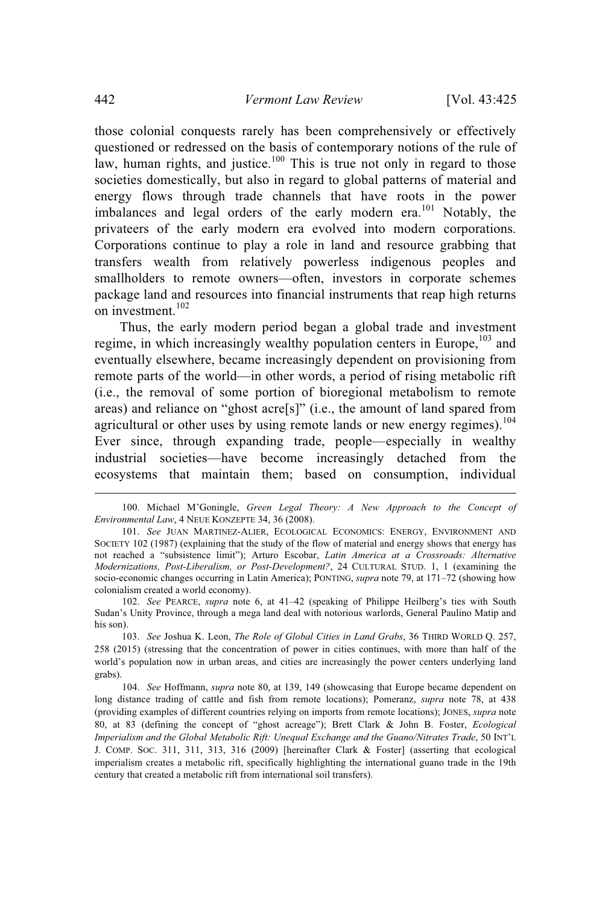those colonial conquests rarely has been comprehensively or effectively questioned or redressed on the basis of contemporary notions of the rule of law, human rights, and justice.[100] This is true not only in regard to those societies domestically, but also in regard to global patterns of material and energy flows through trade channels that have roots in the power imbalances and legal orders of the early modern era.[101] Notably, the privateers of the early modern era evolved into modern corporations. Corporations continue to play a role in land and resource grabbing that transfers wealth from relatively powerless indigenous peoples and smallholders to remote owners—often, investors in corporate schemes package land and resources into financial instruments that reap high returns on investment.[102]

Thus, the early modern period began a global trade and investment regime, in which increasingly wealthy population centers in Europe,[103] and eventually elsewhere, became increasingly dependent on provisioning from remote parts of the world—in other words, a period of rising metabolic rift (i.e., the removal of some portion of bioregional metabolism to remote areas) and reliance on "ghost acre[s]" (i.e., the amount of land spared from agricultural or other uses by using remote lands or new energy regimes).[104] Ever since, through expanding trade, people—especially in wealthy industrial societies—have become increasingly detached from the ecosystems that maintain them; based on consumption, individual

---

100. Michael M'Goningle, *Green Legal Theory: A New Approach to the Concept of Environmental Law*, 4 NEUE KONZEPTE 34, 36 (2008).

101. *See* JUAN MARTINEZ-ALIER, ECOLOGICAL ECONOMICS: ENERGY, ENVIRONMENT AND SOCIETY 102 (1987) (explaining that the study of the flow of material and energy shows that energy has not reached a "subsistence limit"); Arturo Escobar, *Latin America at a Crossroads: Alternative Modernizations, Post-Liberalism, or Post-Development?*, 24 CULTURAL STUD. 1, 1 (examining the socio-economic changes occurring in Latin America); PONTING, *supra* note 79, at 171–72 (showing how colonialism created a world economy).

102. *See* PEARCE, *supra* note 6, at 41–42 (speaking of Philippe Heilberg's ties with South Sudan's Unity Province, through a mega land deal with notorious warlords, General Paulino Matip and his son).

103. *See* Joshua K. Leon, *The Role of Global Cities in Land Grabs*, 36 THIRD WORLD Q. 257, 258 (2015) (stressing that the concentration of power in cities continues, with more than half of the world's population now in urban areas, and cities are increasingly the power centers underlying land grabs).

104. *See* Hoffmann, *supra* note 80, at 139, 149 (showcasing that Europe became dependent on long distance trading of cattle and fish from remote locations); Pomeranz, *supra* note 78, at 438 (providing examples of different countries relying on imports from remote locations); JONES, *supra* note 80, at 83 (defining the concept of "ghost acreage"); Brett Clark & John B. Foster, *Ecological Imperialism and the Global Metabolic Rift: Unequal Exchange and the Guano/Nitrates Trade*, 50 INT'L J. COMP. SOC. 311, 311, 313, 316 (2009) [hereinafter Clark & Foster] (asserting that ecological imperialism creates a metabolic rift, specifically highlighting the international guano trade in the 19th century that created a metabolic rift from international soil transfers).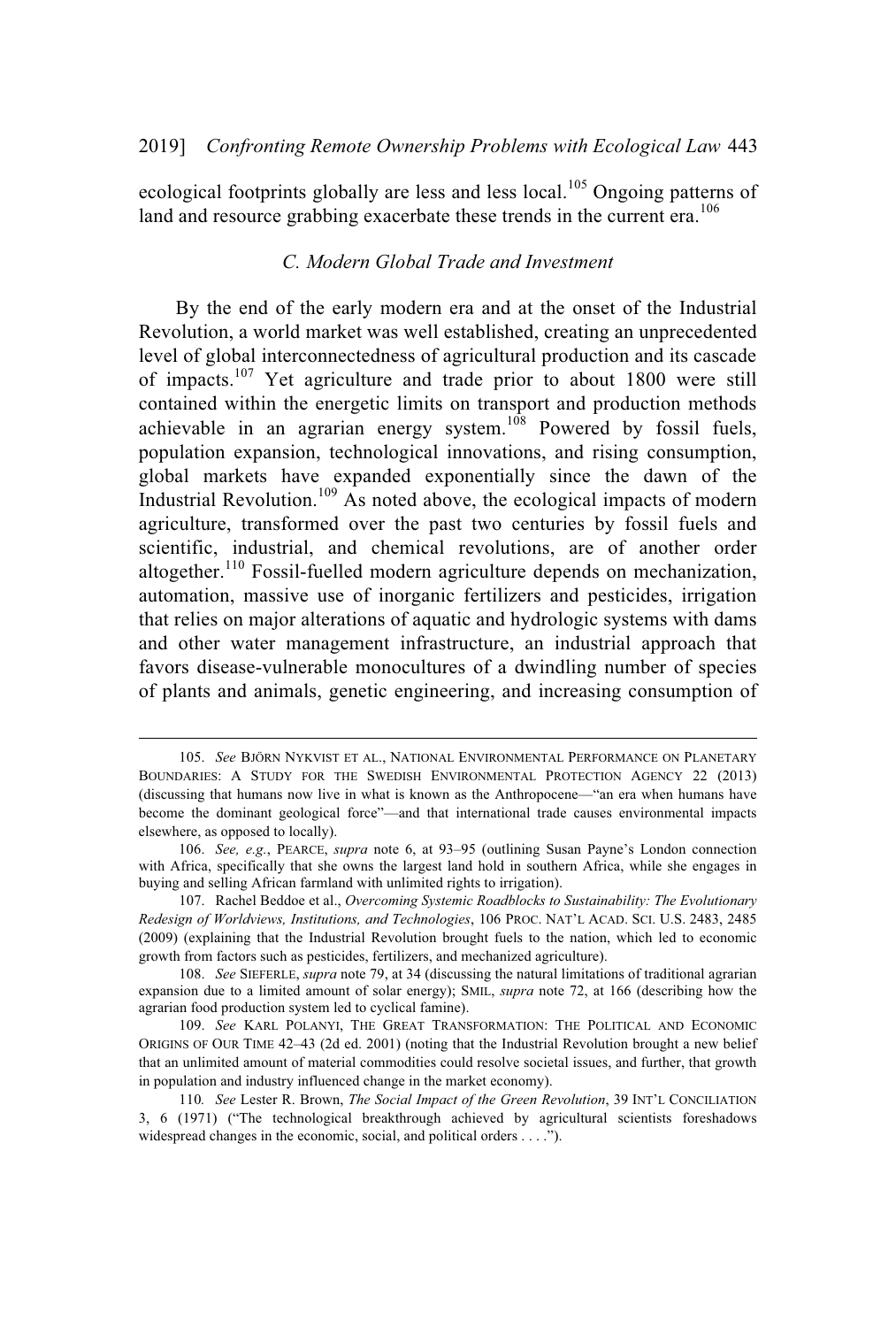ecological footprints globally are less and less local.[105] Ongoing patterns of land and resource grabbing exacerbate these trends in the current era.[106]

### *C. Modern Global Trade and Investment*

By the end of the early modern era and at the onset of the Industrial Revolution, a world market was well established, creating an unprecedented level of global interconnectedness of agricultural production and its cascade of impacts.[107] Yet agriculture and trade prior to about 1800 were still contained within the energetic limits on transport and production methods achievable in an agrarian energy system.[108] Powered by fossil fuels, population expansion, technological innovations, and rising consumption, global markets have expanded exponentially since the dawn of the Industrial Revolution.[109] As noted above, the ecological impacts of modern agriculture, transformed over the past two centuries by fossil fuels and scientific, industrial, and chemical revolutions, are of another order altogether.[110] Fossil-fuelled modern agriculture depends on mechanization, automation, massive use of inorganic fertilizers and pesticides, irrigation that relies on major alterations of aquatic and hydrologic systems with dams and other water management infrastructure, an industrial approach that favors disease-vulnerable monocultures of a dwindling number of species of plants and animals, genetic engineering, and increasing consumption of

---

105. *See* BJÖRN NYKVIST ET AL., NATIONAL ENVIRONMENTAL PERFORMANCE ON PLANETARY BOUNDARIES: A STUDY FOR THE SWEDISH ENVIRONMENTAL PROTECTION AGENCY 22 (2013) (discussing that humans now live in what is known as the Anthropocene—"an era when humans have become the dominant geological force"—and that international trade causes environmental impacts elsewhere, as opposed to locally).

106. *See, e.g.*, PEARCE, *supra* note 6, at 93–95 (outlining Susan Payne's London connection with Africa, specifically that she owns the largest land hold in southern Africa, while she engages in buying and selling African farmland with unlimited rights to irrigation).

107. Rachel Beddoe et al., *Overcoming Systemic Roadblocks to Sustainability: The Evolutionary Redesign of Worldviews, Institutions, and Technologies*, 106 PROC. NAT'L ACAD. SCI. U.S. 2483, 2485 (2009) (explaining that the Industrial Revolution brought fuels to the nation, which led to economic growth from factors such as pesticides, fertilizers, and mechanized agriculture).

108. *See* SIEFERLE, *supra* note 79, at 34 (discussing the natural limitations of traditional agrarian expansion due to a limited amount of solar energy); SMIL, *supra* note 72, at 166 (describing how the agrarian food production system led to cyclical famine).

109. *See* KARL POLANYI, THE GREAT TRANSFORMATION: THE POLITICAL AND ECONOMIC ORIGINS OF OUR TIME 42–43 (2d ed. 2001) (noting that the Industrial Revolution brought a new belief that an unlimited amount of material commodities could resolve societal issues, and further, that growth in population and industry influenced change in the market economy).

110. *See* Lester R. Brown, *The Social Impact of the Green Revolution*, 39 INT'L CONCILIATION 3, 6 (1971) ("The technological breakthrough achieved by agricultural scientists foreshadows widespread changes in the economic, social, and political orders . . . .").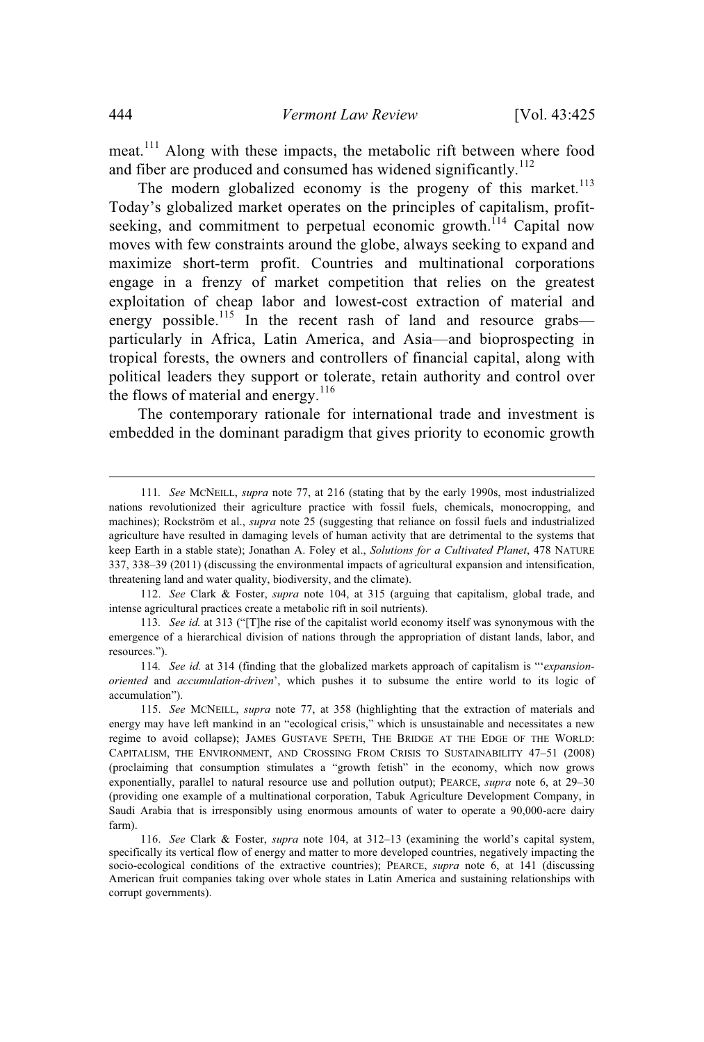meat.[111] Along with these impacts, the metabolic rift between where food and fiber are produced and consumed has widened significantly.[112]

The modern globalized economy is the progeny of this market.[113] Today's globalized market operates on the principles of capitalism, profit-seeking, and commitment to perpetual economic growth.[114] Capital now moves with few constraints around the globe, always seeking to expand and maximize short-term profit. Countries and multinational corporations engage in a frenzy of market competition that relies on the greatest exploitation of cheap labor and lowest-cost extraction of material and energy possible.[115] In the recent rash of land and resource grabs—particularly in Africa, Latin America, and Asia—and bioprospecting in tropical forests, the owners and controllers of financial capital, along with political leaders they support or tolerate, retain authority and control over the flows of material and energy.[116]

The contemporary rationale for international trade and investment is embedded in the dominant paradigm that gives priority to economic growth

---

111. *See* MCNEILL, *supra* note 77, at 216 (stating that by the early 1990s, most industrialized nations revolutionized their agriculture practice with fossil fuels, chemicals, monocropping, and machines); Rockström et al., *supra* note 25 (suggesting that reliance on fossil fuels and industrialized agriculture have resulted in damaging levels of human activity that are detrimental to the systems that keep Earth in a stable state); Jonathan A. Foley et al., *Solutions for a Cultivated Planet*, 478 NATURE 337, 338–39 (2011) (discussing the environmental impacts of agricultural expansion and intensification, threatening land and water quality, biodiversity, and the climate).

112. *See* Clark & Foster, *supra* note 104, at 315 (arguing that capitalism, global trade, and intense agricultural practices create a metabolic rift in soil nutrients).

113. *See id.* at 313 ("[T]he rise of the capitalist world economy itself was synonymous with the emergence of a hierarchical division of nations through the appropriation of distant lands, labor, and resources.").

114. *See id.* at 314 (finding that the globalized markets approach of capitalism is "'*expansion-oriented* and *accumulation-driven*', which pushes it to subsume the entire world to its logic of accumulation").

115. *See* MCNEILL, *supra* note 77, at 358 (highlighting that the extraction of materials and energy may have left mankind in an "ecological crisis," which is unsustainable and necessitates a new regime to avoid collapse); JAMES GUSTAVE SPETH, THE BRIDGE AT THE EDGE OF THE WORLD: CAPITALISM, THE ENVIRONMENT, AND CROSSING FROM CRISIS TO SUSTAINABILITY 47–51 (2008) (proclaiming that consumption stimulates a "growth fetish" in the economy, which now grows exponentially, parallel to natural resource use and pollution output); PEARCE, *supra* note 6, at 29–30 (providing one example of a multinational corporation, Tabuk Agriculture Development Company, in Saudi Arabia that is irresponsibly using enormous amounts of water to operate a 90,000-acre dairy farm).

116. *See* Clark & Foster, *supra* note 104, at 312–13 (examining the world's capital system, specifically its vertical flow of energy and matter to more developed countries, negatively impacting the socio-ecological conditions of the extractive countries); PEARCE, *supra* note 6, at 141 (discussing American fruit companies taking over whole states in Latin America and sustaining relationships with corrupt governments).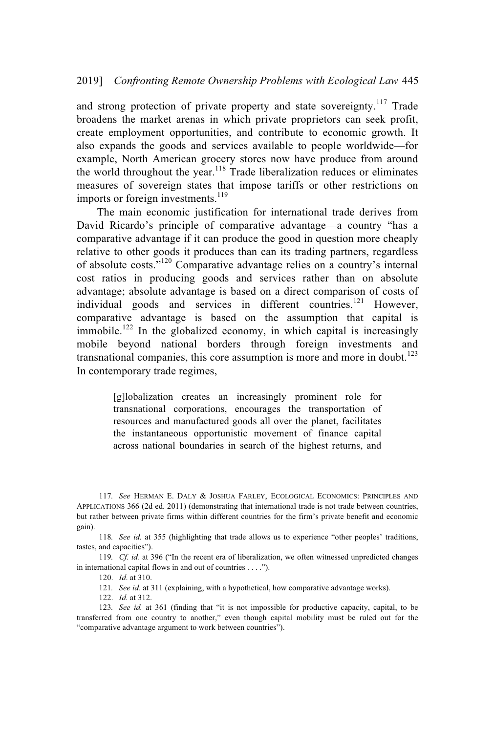and strong protection of private property and state sovereignty.[117] Trade broadens the market arenas in which private proprietors can seek profit, create employment opportunities, and contribute to economic growth. It also expands the goods and services available to people worldwide—for example, North American grocery stores now have produce from around the world throughout the year.[118] Trade liberalization reduces or eliminates measures of sovereign states that impose tariffs or other restrictions on imports or foreign investments.[119]

The main economic justification for international trade derives from David Ricardo's principle of comparative advantage—a country "has a comparative advantage if it can produce the good in question more cheaply relative to other goods it produces than can its trading partners, regardless of absolute costs."[120] Comparative advantage relies on a country's internal cost ratios in producing goods and services rather than on absolute advantage; absolute advantage is based on a direct comparison of costs of individual goods and services in different countries.[121] However, comparative advantage is based on the assumption that capital is immobile.[122] In the globalized economy, in which capital is increasingly mobile beyond national borders through foreign investments and transnational companies, this core assumption is more and more in doubt.[123] In contemporary trade regimes,

> [g]lobalization creates an increasingly prominent role for transnational corporations, encourages the transportation of resources and manufactured goods all over the planet, facilitates the instantaneous opportunistic movement of finance capital across national boundaries in search of the highest returns, and

---

117. *See* HERMAN E. DALY & JOSHUA FARLEY, ECOLOGICAL ECONOMICS: PRINCIPLES AND APPLICATIONS 366 (2d ed. 2011) (demonstrating that international trade is not trade between countries, but rather between private firms within different countries for the firm's private benefit and economic gain).

118. *See id.* at 355 (highlighting that trade allows us to experience "other peoples' traditions, tastes, and capacities").

119. *Cf. id.* at 396 ("In the recent era of liberalization, we often witnessed unpredicted changes in international capital flows in and out of countries . . . .").

120. *Id.* at 310.

121. *See id.* at 311 (explaining, with a hypothetical, how comparative advantage works).

122. *Id.* at 312.

123. *See id.* at 361 (finding that "it is not impossible for productive capacity, capital, to be transferred from one country to another," even though capital mobility must be ruled out for the "comparative advantage argument to work between countries").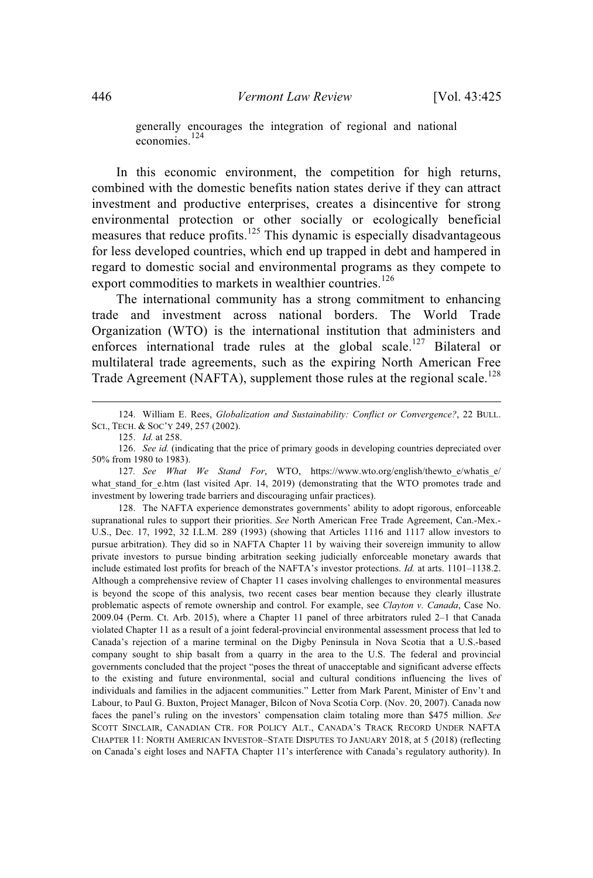generally encourages the integration of regional and national economies.[124]

In this economic environment, the competition for high returns, combined with the domestic benefits nation states derive if they can attract investment and productive enterprises, creates a disincentive for strong environmental protection or other socially or ecologically beneficial measures that reduce profits.[125] This dynamic is especially disadvantageous for less developed countries, which end up trapped in debt and hampered in regard to domestic social and environmental programs as they compete to export commodities to markets in wealthier countries.[126]

The international community has a strong commitment to enhancing trade and investment across national borders. The World Trade Organization (WTO) is the international institution that administers and enforces international trade rules at the global scale.[127] Bilateral or multilateral trade agreements, such as the expiring North American Free Trade Agreement (NAFTA), supplement those rules at the regional scale.[128]

---

124. William E. Rees, *Globalization and Sustainability: Conflict or Convergence?*, 22 BULL. SCI., TECH. & SOC'Y 249, 257 (2002).

125. *Id.* at 258.

126. *See id.* (indicating that the price of primary goods in developing countries depreciated over 50% from 1980 to 1983).

127. *See What We Stand For*, WTO, https://www.wto.org/english/thewto_e/whatis_e/what_stand_for_e.htm (last visited Apr. 14, 2019) (demonstrating that the WTO promotes trade and investment by lowering trade barriers and discouraging unfair practices).

128. The NAFTA experience demonstrates governments' ability to adopt rigorous, enforceable supranational rules to support their priorities. *See* North American Free Trade Agreement, Can.-Mex.-U.S., Dec. 17, 1992, 32 I.L.M. 289 (1993) (showing that Articles 1116 and 1117 allow investors to pursue arbitration). They did so in NAFTA Chapter 11 by waiving their sovereign immunity to allow private investors to pursue binding arbitration seeking judicially enforceable monetary awards that include estimated lost profits for breach of the NAFTA's investor protections. *Id.* at arts. 1101–1138.2. Although a comprehensive review of Chapter 11 cases involving challenges to environmental measures is beyond the scope of this analysis, two recent cases bear mention because they clearly illustrate problematic aspects of remote ownership and control. For example, see *Clayton v. Canada*, Case No. 2009.04 (Perm. Ct. Arb. 2015), where a Chapter 11 panel of three arbitrators ruled 2–1 that Canada violated Chapter 11 as a result of a joint federal-provincial environmental assessment process that led to Canada's rejection of a marine terminal on the Digby Peninsula in Nova Scotia that a U.S.-based company sought to ship basalt from a quarry in the area to the U.S. The federal and provincial governments concluded that the project "poses the threat of unacceptable and significant adverse effects to the existing and future environmental, social and cultural conditions influencing the lives of individuals and families in the adjacent communities." Letter from Mark Parent, Minister of Env't and Labour, to Paul G. Buxton, Project Manager, Bilcon of Nova Scotia Corp. (Nov. 20, 2007). Canada now faces the panel's ruling on the investors' compensation claim totaling more than $475 million. *See* SCOTT SINCLAIR, CANADIAN CTR. FOR POLICY ALT., CANADA'S TRACK RECORD UNDER NAFTA CHAPTER 11: NORTH AMERICAN INVESTOR–STATE DISPUTES TO JANUARY 2018, at 5 (2018) (reflecting on Canada's eight loses and NAFTA Chapter 11's interference with Canada's regulatory authority). In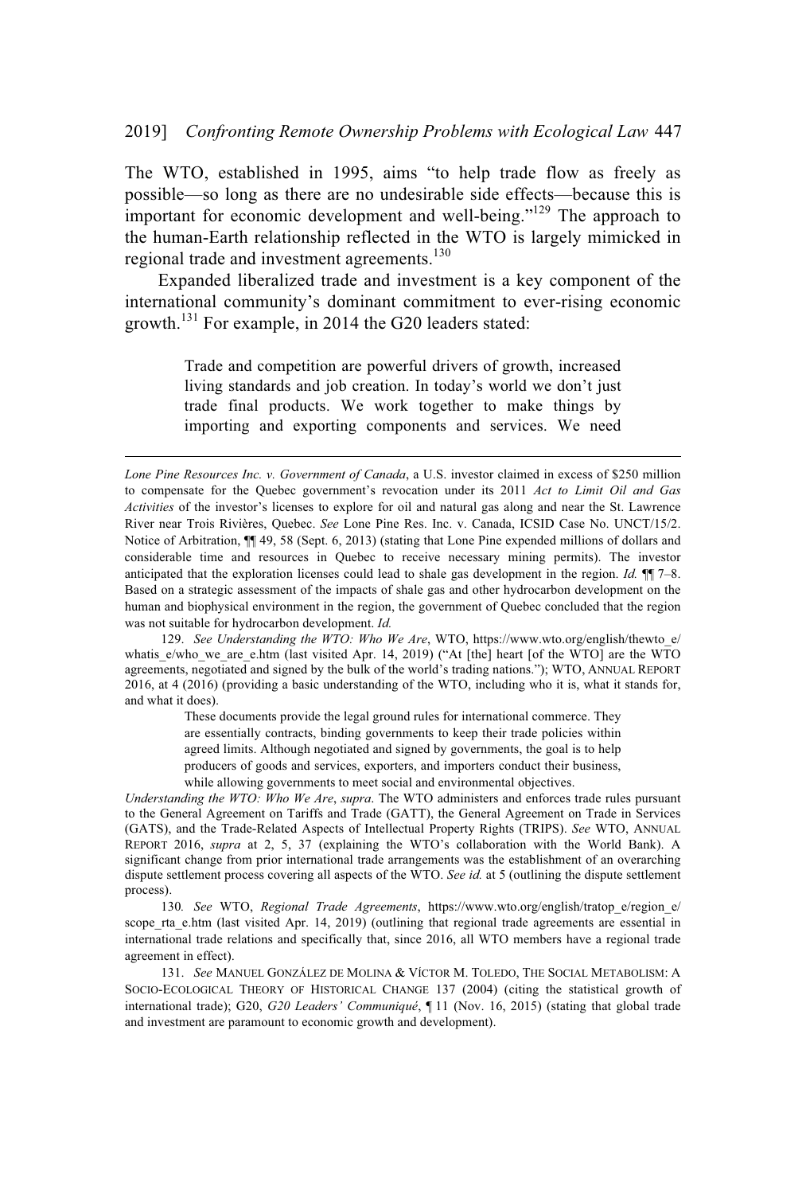The WTO, established in 1995, aims "to help trade flow as freely as possible—so long as there are no undesirable side effects—because this is important for economic development and well-being."[129] The approach to the human-Earth relationship reflected in the WTO is largely mimicked in regional trade and investment agreements.[130]

Expanded liberalized trade and investment is a key component of the international community's dominant commitment to ever-rising economic growth.[131] For example, in 2014 the G20 leaders stated:

> Trade and competition are powerful drivers of growth, increased living standards and job creation. In today's world we don't just trade final products. We work together to make things by importing and exporting components and services. We need

---

*Lone Pine Resources Inc. v. Government of Canada*, a U.S. investor claimed in excess of $250 million to compensate for the Quebec government's revocation under its 2011 *Act to Limit Oil and Gas Activities* of the investor's licenses to explore for oil and natural gas along and near the St. Lawrence River near Trois Rivières, Quebec. *See* Lone Pine Res. Inc. v. Canada, ICSID Case No. UNCT/15/2. Notice of Arbitration, ¶¶ 49, 58 (Sept. 6, 2013) (stating that Lone Pine expended millions of dollars and considerable time and resources in Quebec to receive necessary mining permits). The investor anticipated that the exploration licenses could lead to shale gas development in the region. *Id.* ¶¶ 7–8. Based on a strategic assessment of the impacts of shale gas and other hydrocarbon development on the human and biophysical environment in the region, the government of Quebec concluded that the region was not suitable for hydrocarbon development. *Id.*

129. *See Understanding the WTO: Who We Are*, WTO, https://www.wto.org/english/thewto_e/whatis_e/who_we_are_e.htm (last visited Apr. 14, 2019) ("At [the] heart [of the WTO] are the WTO agreements, negotiated and signed by the bulk of the world's trading nations."); WTO, ANNUAL REPORT 2016, at 4 (2016) (providing a basic understanding of the WTO, including who it is, what it stands for, and what it does).

> These documents provide the legal ground rules for international commerce. They are essentially contracts, binding governments to keep their trade policies within agreed limits. Although negotiated and signed by governments, the goal is to help producers of goods and services, exporters, and importers conduct their business, while allowing governments to meet social and environmental objectives.

*Understanding the WTO: Who We Are*, *supra*. The WTO administers and enforces trade rules pursuant to the General Agreement on Tariffs and Trade (GATT), the General Agreement on Trade in Services (GATS), and the Trade-Related Aspects of Intellectual Property Rights (TRIPS). *See* WTO, ANNUAL REPORT 2016, *supra* at 2, 5, 37 (explaining the WTO's collaboration with the World Bank). A significant change from prior international trade arrangements was the establishment of an overarching dispute settlement process covering all aspects of the WTO. *See id.* at 5 (outlining the dispute settlement process).

130. *See* WTO, *Regional Trade Agreements*, https://www.wto.org/english/tratop_e/region_e/scope_rta_e.htm (last visited Apr. 14, 2019) (outlining that regional trade agreements are essential in international trade relations and specifically that, since 2016, all WTO members have a regional trade agreement in effect).

131. *See* MANUEL GONZÁLEZ DE MOLINA & VÍCTOR M. TOLEDO, THE SOCIAL METABOLISM: A SOCIO-ECOLOGICAL THEORY OF HISTORICAL CHANGE 137 (2004) (citing the statistical growth of international trade); G20, *G20 Leaders' Communiqué*, ¶ 11 (Nov. 16, 2015) (stating that global trade and investment are paramount to economic growth and development).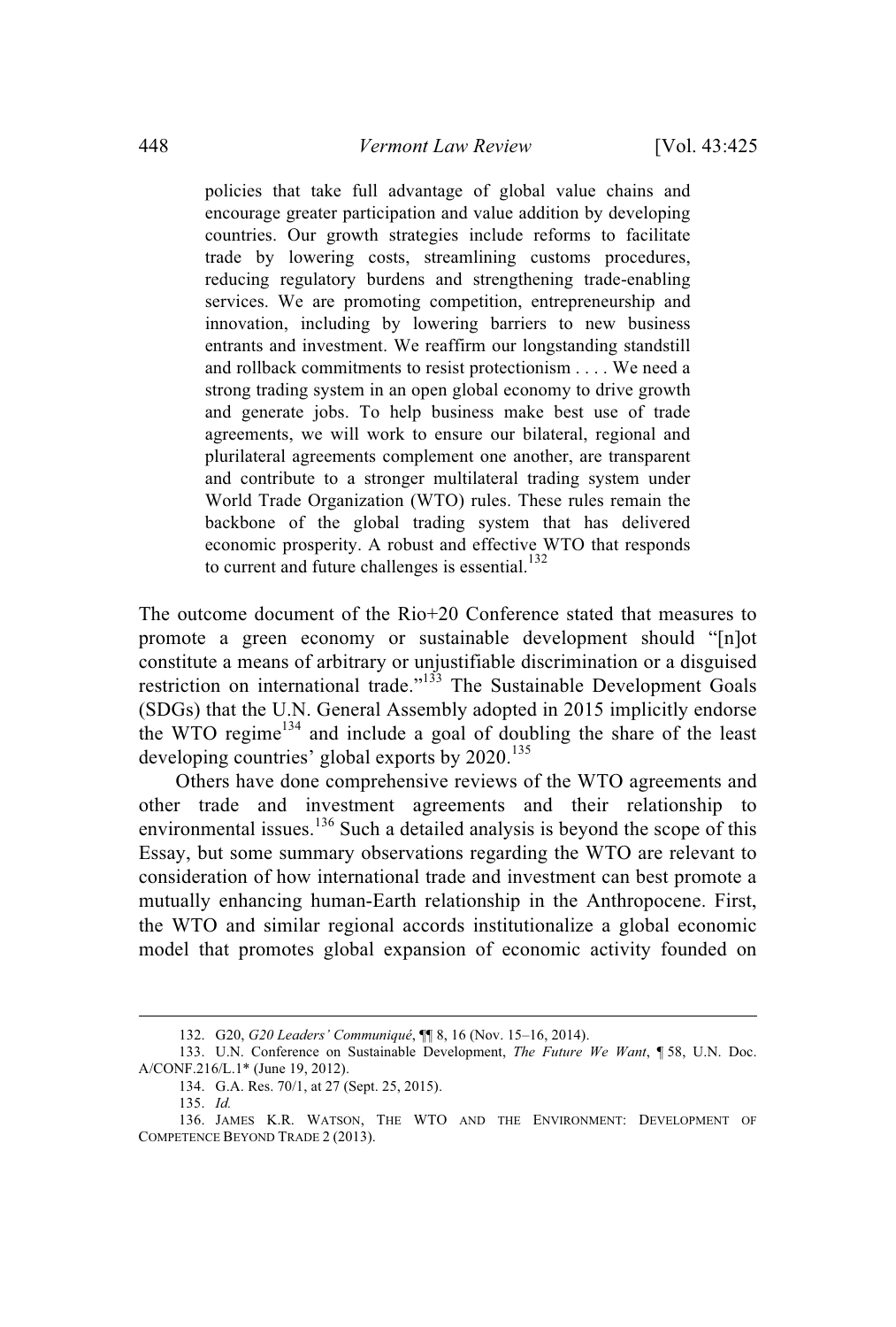> policies that take full advantage of global value chains and encourage greater participation and value addition by developing countries. Our growth strategies include reforms to facilitate trade by lowering costs, streamlining customs procedures, reducing regulatory burdens and strengthening trade-enabling services. We are promoting competition, entrepreneurship and innovation, including by lowering barriers to new business entrants and investment. We reaffirm our longstanding standstill and rollback commitments to resist protectionism . . . . We need a strong trading system in an open global economy to drive growth and generate jobs. To help business make best use of trade agreements, we will work to ensure our bilateral, regional and plurilateral agreements complement one another, are transparent and contribute to a stronger multilateral trading system under World Trade Organization (WTO) rules. These rules remain the backbone of the global trading system that has delivered economic prosperity. A robust and effective WTO that responds to current and future challenges is essential.[132]

The outcome document of the Rio+20 Conference stated that measures to promote a green economy or sustainable development should "[n]ot constitute a means of arbitrary or unjustifiable discrimination or a disguised restriction on international trade."[133] The Sustainable Development Goals (SDGs) that the U.N. General Assembly adopted in 2015 implicitly endorse the WTO regime[134] and include a goal of doubling the share of the least developing countries' global exports by 2020.[135]

Others have done comprehensive reviews of the WTO agreements and other trade and investment agreements and their relationship to environmental issues.[136] Such a detailed analysis is beyond the scope of this Essay, but some summary observations regarding the WTO are relevant to consideration of how international trade and investment can best promote a mutually enhancing human-Earth relationship in the Anthropocene. First, the WTO and similar regional accords institutionalize a global economic model that promotes global expansion of economic activity founded on

---

132. G20, *G20 Leaders' Communiqué*, ¶¶ 8, 16 (Nov. 15–16, 2014).

133. U.N. Conference on Sustainable Development, *The Future We Want*, ¶ 58, U.N. Doc. A/CONF.216/L.1* (June 19, 2012).

134. G.A. Res. 70/1, at 27 (Sept. 25, 2015).

135. *Id.*

136. JAMES K.R. WATSON, THE WTO AND THE ENVIRONMENT: DEVELOPMENT OF COMPETENCE BEYOND TRADE 2 (2013).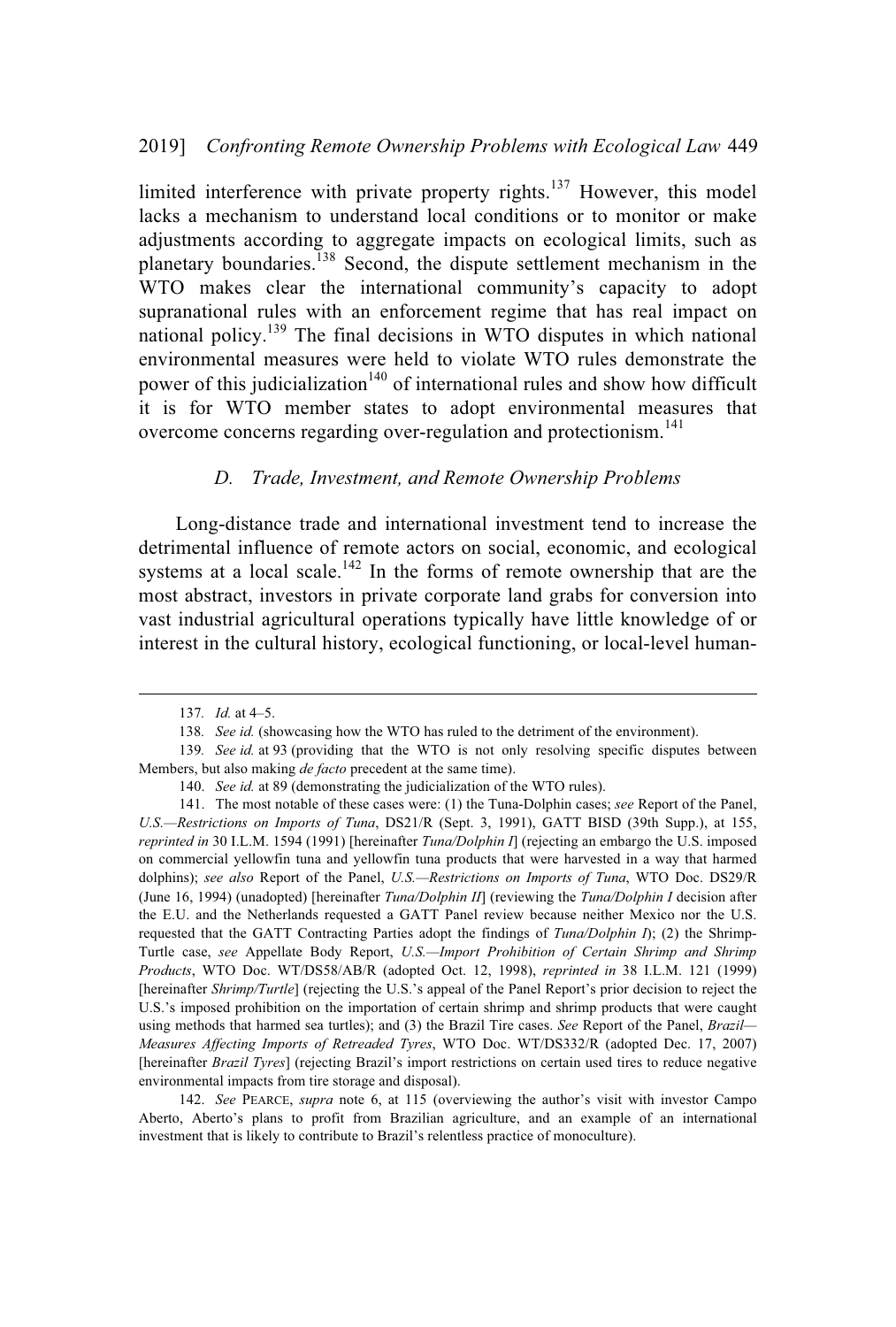limited interference with private property rights.[137] However, this model lacks a mechanism to understand local conditions or to monitor or make adjustments according to aggregate impacts on ecological limits, such as planetary boundaries.[138] Second, the dispute settlement mechanism in the WTO makes clear the international community's capacity to adopt supranational rules with an enforcement regime that has real impact on national policy.[139] The final decisions in WTO disputes in which national environmental measures were held to violate WTO rules demonstrate the power of this judicialization[140] of international rules and show how difficult it is for WTO member states to adopt environmental measures that overcome concerns regarding over-regulation and protectionism.[141]

### *D. Trade, Investment, and Remote Ownership Problems*

Long-distance trade and international investment tend to increase the detrimental influence of remote actors on social, economic, and ecological systems at a local scale.[142] In the forms of remote ownership that are the most abstract, investors in private corporate land grabs for conversion into vast industrial agricultural operations typically have little knowledge of or interest in the cultural history, ecological functioning, or local-level human-

---

137. *Id.* at 4–5.

138. *See id.* (showcasing how the WTO has ruled to the detriment of the environment).

139. *See id.* at 93 (providing that the WTO is not only resolving specific disputes between Members, but also making *de facto* precedent at the same time).

140. *See id.* at 89 (demonstrating the judicialization of the WTO rules).

141. The most notable of these cases were: (1) the Tuna-Dolphin cases; *see* Report of the Panel, *U.S.—Restrictions on Imports of Tuna*, DS21/R (Sept. 3, 1991), GATT BISD (39th Supp.), at 155, *reprinted in* 30 I.L.M. 1594 (1991) [hereinafter *Tuna/Dolphin I*] (rejecting an embargo the U.S. imposed on commercial yellowfin tuna and yellowfin tuna products that were harvested in a way that harmed dolphins); *see also* Report of the Panel, *U.S.—Restrictions on Imports of Tuna*, WTO Doc. DS29/R (June 16, 1994) (unadopted) [hereinafter *Tuna/Dolphin II*] (reviewing the *Tuna/Dolphin I* decision after the E.U. and the Netherlands requested a GATT Panel review because neither Mexico nor the U.S. requested that the GATT Contracting Parties adopt the findings of *Tuna/Dolphin I*); (2) the Shrimp-Turtle case, *see* Appellate Body Report, *U.S.—Import Prohibition of Certain Shrimp and Shrimp Products*, WTO Doc. WT/DS58/AB/R (adopted Oct. 12, 1998), *reprinted in* 38 I.L.M. 121 (1999) [hereinafter *Shrimp/Turtle*] (rejecting the U.S.'s appeal of the Panel Report's prior decision to reject the U.S.'s imposed prohibition on the importation of certain shrimp and shrimp products that were caught using methods that harmed sea turtles); and (3) the Brazil Tire cases. *See* Report of the Panel, *Brazil—Measures Affecting Imports of Retreaded Tyres*, WTO Doc. WT/DS332/R (adopted Dec. 17, 2007) [hereinafter *Brazil Tyres*] (rejecting Brazil's import restrictions on certain used tires to reduce negative environmental impacts from tire storage and disposal).

142. *See* PEARCE, *supra* note 6, at 115 (overviewing the author's visit with investor Campo Aberto, Aberto's plans to profit from Brazilian agriculture, and an example of an international investment that is likely to contribute to Brazil's relentless practice of monoculture).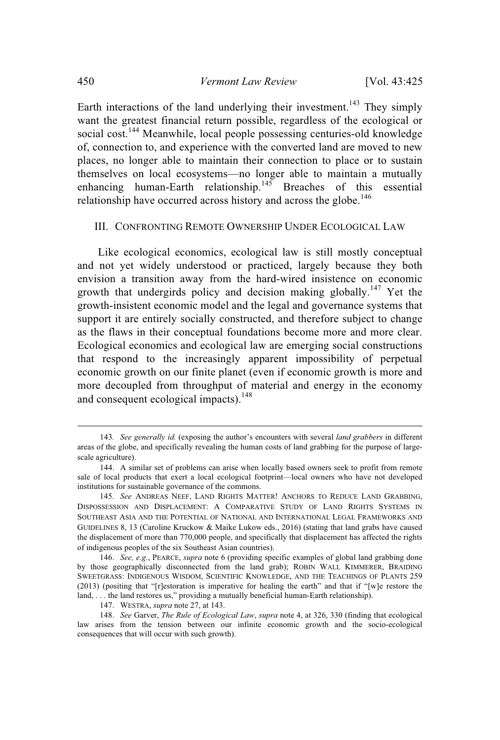Earth interactions of the land underlying their investment.[143] They simply want the greatest financial return possible, regardless of the ecological or social cost.[144] Meanwhile, local people possessing centuries-old knowledge of, connection to, and experience with the converted land are moved to new places, no longer able to maintain their connection to place or to sustain themselves on local ecosystems—no longer able to maintain a mutually enhancing human-Earth relationship.[145] Breaches of this essential relationship have occurred across history and across the globe.[146]

## III. CONFRONTING REMOTE OWNERSHIP UNDER ECOLOGICAL LAW

Like ecological economics, ecological law is still mostly conceptual and not yet widely understood or practiced, largely because they both envision a transition away from the hard-wired insistence on economic growth that undergirds policy and decision making globally.[147] Yet the growth-insistent economic model and the legal and governance systems that support it are entirely socially constructed, and therefore subject to change as the flaws in their conceptual foundations become more and more clear. Ecological economics and ecological law are emerging social constructions that respond to the increasingly apparent impossibility of perpetual economic growth on our finite planet (even if economic growth is more and more decoupled from throughput of material and energy in the economy and consequent ecological impacts).[148]

---

143. *See generally id.* (exposing the author's encounters with several *land grabbers* in different areas of the globe, and specifically revealing the human costs of land grabbing for the purpose of large-scale agriculture).

144. A similar set of problems can arise when locally based owners seek to profit from remote sale of local products that exert a local ecological footprint—local owners who have not developed institutions for sustainable governance of the commons.

145. *See* ANDREAS NEEF, LAND RIGHTS MATTER! ANCHORS TO REDUCE LAND GRABBING, DISPOSSESSION AND DISPLACEMENT: A COMPARATIVE STUDY OF LAND RIGHTS SYSTEMS IN SOUTHEAST ASIA AND THE POTENTIAL OF NATIONAL AND INTERNATIONAL LEGAL FRAMEWORKS AND GUIDELINES 8, 13 (Caroline Kruckow & Maike Lukow eds., 2016) (stating that land grabs have caused the displacement of more than 770,000 people, and specifically that displacement has affected the rights of indigenous peoples of the six Southeast Asian countries).

146. *See, e.g.*, PEARCE, *supra* note 6 (providing specific examples of global land grabbing done by those geographically disconnected from the land grab); ROBIN WALL KIMMERER, BRAIDING SWEETGRASS: INDIGENOUS WISDOM, SCIENTIFIC KNOWLEDGE, AND THE TEACHINGS OF PLANTS 259 (2013) (positing that "[r]estoration is imperative for healing the earth" and that if "[w]e restore the land, . . . the land restores us," providing a mutually beneficial human-Earth relationship).

147. WESTRA, *supra* note 27, at 143.

148. *See* Garver, *The Rule of Ecological Law*, *supra* note 4, at 326, 330 (finding that ecological law arises from the tension between our infinite economic growth and the socio-ecological consequences that will occur with such growth).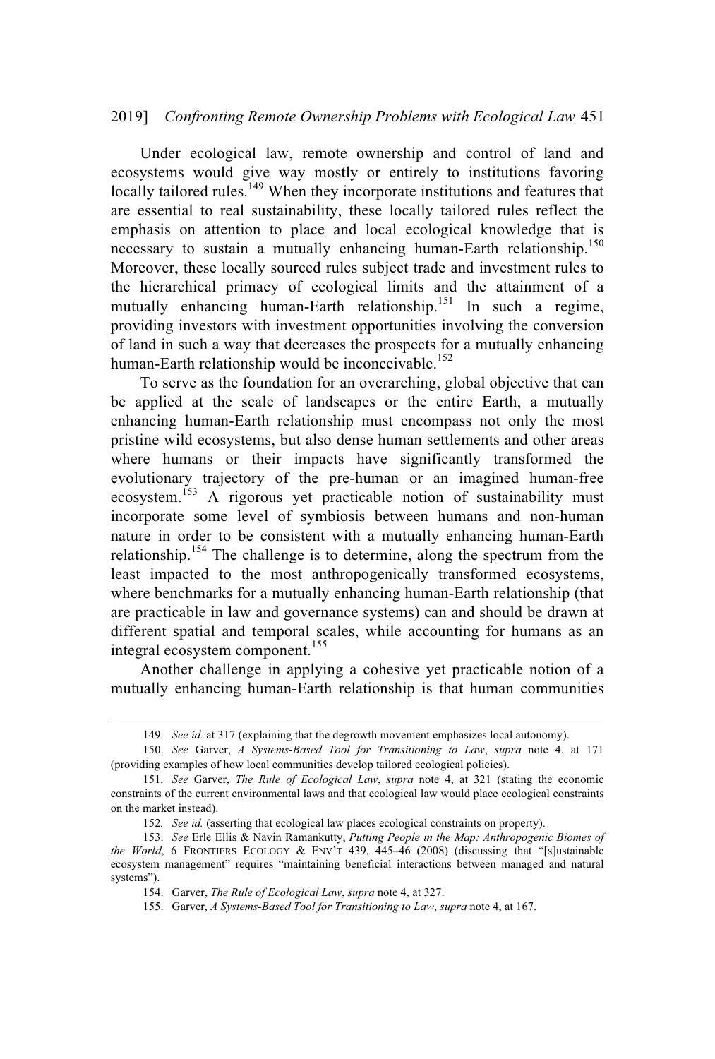Under ecological law, remote ownership and control of land and ecosystems would give way mostly or entirely to institutions favoring locally tailored rules.[149] When they incorporate institutions and features that are essential to real sustainability, these locally tailored rules reflect the emphasis on attention to place and local ecological knowledge that is necessary to sustain a mutually enhancing human-Earth relationship.[150] Moreover, these locally sourced rules subject trade and investment rules to the hierarchical primacy of ecological limits and the attainment of a mutually enhancing human-Earth relationship.[151] In such a regime, providing investors with investment opportunities involving the conversion of land in such a way that decreases the prospects for a mutually enhancing human-Earth relationship would be inconceivable.[152]

To serve as the foundation for an overarching, global objective that can be applied at the scale of landscapes or the entire Earth, a mutually enhancing human-Earth relationship must encompass not only the most pristine wild ecosystems, but also dense human settlements and other areas where humans or their impacts have significantly transformed the evolutionary trajectory of the pre-human or an imagined human-free ecosystem.[153] A rigorous yet practicable notion of sustainability must incorporate some level of symbiosis between humans and non-human nature in order to be consistent with a mutually enhancing human-Earth relationship.[154] The challenge is to determine, along the spectrum from the least impacted to the most anthropogenically transformed ecosystems, where benchmarks for a mutually enhancing human-Earth relationship (that are practicable in law and governance systems) can and should be drawn at different spatial and temporal scales, while accounting for humans as an integral ecosystem component.[155]

Another challenge in applying a cohesive yet practicable notion of a mutually enhancing human-Earth relationship is that human communities

---

149. *See id.* at 317 (explaining that the degrowth movement emphasizes local autonomy).

150. *See* Garver, *A Systems-Based Tool for Transitioning to Law*, *supra* note 4, at 171 (providing examples of how local communities develop tailored ecological policies).

151. *See* Garver, *The Rule of Ecological Law*, *supra* note 4, at 321 (stating the economic constraints of the current environmental laws and that ecological law would place ecological constraints on the market instead).

152. *See id.* (asserting that ecological law places ecological constraints on property).

153. *See* Erle Ellis & Navin Ramankutty, *Putting People in the Map: Anthropogenic Biomes of the World*, 6 FRONTIERS ECOLOGY & ENV'T 439, 445–46 (2008) (discussing that "[s]ustainable ecosystem management" requires "maintaining beneficial interactions between managed and natural systems").

154. Garver, *The Rule of Ecological Law*, *supra* note 4, at 327.

155. Garver, *A Systems-Based Tool for Transitioning to Law*, *supra* note 4, at 167.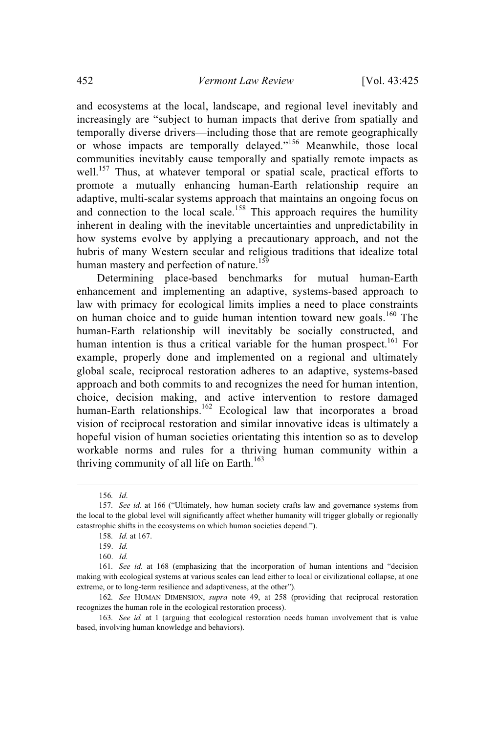and ecosystems at the local, landscape, and regional level inevitably and increasingly are "subject to human impacts that derive from spatially and temporally diverse drivers—including those that are remote geographically or whose impacts are temporally delayed."[156] Meanwhile, those local communities inevitably cause temporally and spatially remote impacts as well.[157] Thus, at whatever temporal or spatial scale, practical efforts to promote a mutually enhancing human-Earth relationship require an adaptive, multi-scalar systems approach that maintains an ongoing focus on and connection to the local scale.[158] This approach requires the humility inherent in dealing with the inevitable uncertainties and unpredictability in how systems evolve by applying a precautionary approach, and not the hubris of many Western secular and religious traditions that idealize total human mastery and perfection of nature.[159]

Determining place-based benchmarks for mutual human-Earth enhancement and implementing an adaptive, systems-based approach to law with primacy for ecological limits implies a need to place constraints on human choice and to guide human intention toward new goals.[160] The human-Earth relationship will inevitably be socially constructed, and human intention is thus a critical variable for the human prospect.[161] For example, properly done and implemented on a regional and ultimately global scale, reciprocal restoration adheres to an adaptive, systems-based approach and both commits to and recognizes the need for human intention, choice, decision making, and active intervention to restore damaged human-Earth relationships.[162] Ecological law that incorporates a broad vision of reciprocal restoration and similar innovative ideas is ultimately a hopeful vision of human societies orientating this intention so as to develop workable norms and rules for a thriving human community within a thriving community of all life on Earth.[163]

---

156. *Id*.

157. *See id.* at 166 ("Ultimately, how human society crafts law and governance systems from the local to the global level will significantly affect whether humanity will trigger globally or regionally catastrophic shifts in the ecosystems on which human societies depend.").

158. *Id.* at 167.

159. *Id.*

160. *Id.*

161. *See id.* at 168 (emphasizing that the incorporation of human intentions and "decision making with ecological systems at various scales can lead either to local or civilizational collapse, at one extreme, or to long-term resilience and adaptiveness, at the other").

162. *See* HUMAN DIMENSION, *supra* note 49, at 258 (providing that reciprocal restoration recognizes the human role in the ecological restoration process).

163. *See id.* at 1 (arguing that ecological restoration needs human involvement that is value based, involving human knowledge and behaviors).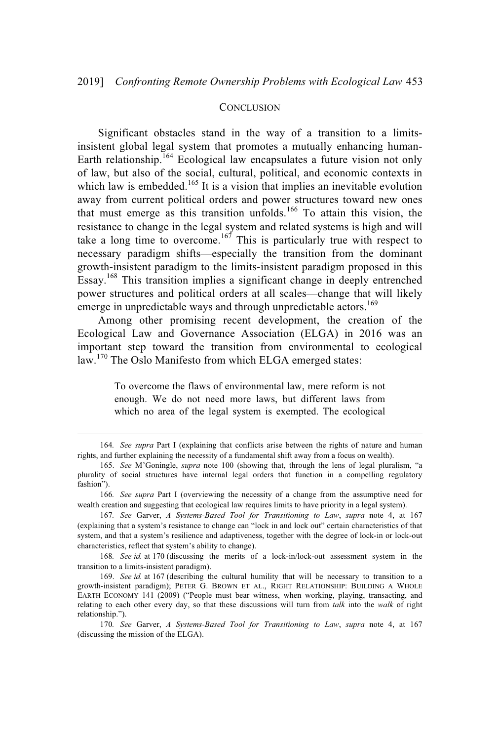## CONCLUSION

Significant obstacles stand in the way of a transition to a limits-insistent global legal system that promotes a mutually enhancing human-Earth relationship.[164] Ecological law encapsulates a future vision not only of law, but also of the social, cultural, political, and economic contexts in which law is embedded.[165] It is a vision that implies an inevitable evolution away from current political orders and power structures toward new ones that must emerge as this transition unfolds.[166] To attain this vision, the resistance to change in the legal system and related systems is high and will take a long time to overcome.[167] This is particularly true with respect to necessary paradigm shifts—especially the transition from the dominant growth-insistent paradigm to the limits-insistent paradigm proposed in this Essay.[168] This transition implies a significant change in deeply entrenched power structures and political orders at all scales—change that will likely emerge in unpredictable ways and through unpredictable actors.[169]

Among other promising recent development, the creation of the Ecological Law and Governance Association (ELGA) in 2016 was an important step toward the transition from environmental to ecological law.[170] The Oslo Manifesto from which ELGA emerged states:

> To overcome the flaws of environmental law, mere reform is not enough. We do not need more laws, but different laws from which no area of the legal system is exempted. The ecological

---

164. *See supra* Part I (explaining that conflicts arise between the rights of nature and human rights, and further explaining the necessity of a fundamental shift away from a focus on wealth).

165. *See* M'Goningle, *supra* note 100 (showing that, through the lens of legal pluralism, "a plurality of social structures have internal legal orders that function in a compelling regulatory fashion").

166. *See supra* Part I (overviewing the necessity of a change from the assumptive need for wealth creation and suggesting that ecological law requires limits to have priority in a legal system).

167. *See* Garver, *A Systems-Based Tool for Transitioning to Law*, *supra* note 4, at 167 (explaining that a system's resistance to change can "lock in and lock out" certain characteristics of that system, and that a system's resilience and adaptiveness, together with the degree of lock-in or lock-out characteristics, reflect that system's ability to change).

168. *See id.* at 170 (discussing the merits of a lock-in/lock-out assessment system in the transition to a limits-insistent paradigm).

169. *See id.* at 167 (describing the cultural humility that will be necessary to transition to a growth-insistent paradigm); PETER G. BROWN ET AL., RIGHT RELATIONSHIP: BUILDING A WHOLE EARTH ECONOMY 141 (2009) ("People must bear witness, when working, playing, transacting, and relating to each other every day, so that these discussions will turn from *talk* into the *walk* of right relationship.").

170. *See* Garver, *A Systems-Based Tool for Transitioning to Law*, *supra* note 4, at 167 (discussing the mission of the ELGA).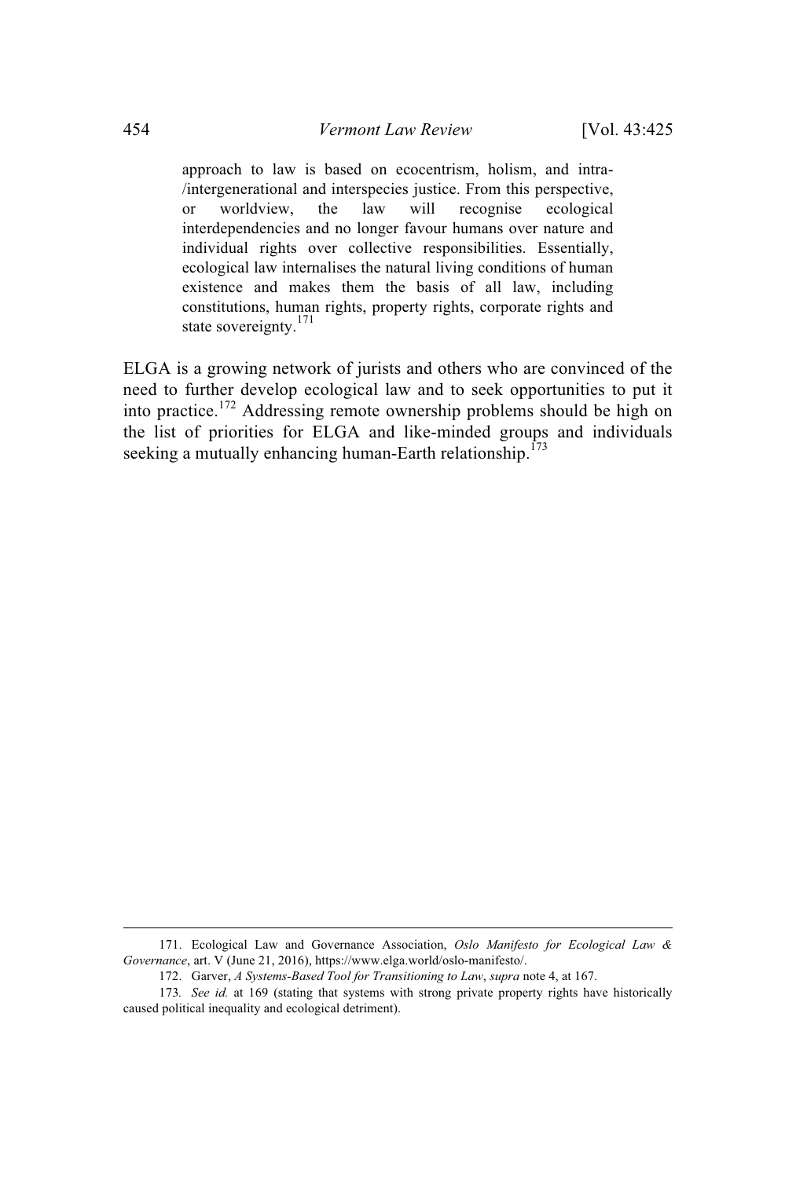> approach to law is based on ecocentrism, holism, and intra-/intergenerational and interspecies justice. From this perspective, or worldview, the law will recognise ecological interdependencies and no longer favour humans over nature and individual rights over collective responsibilities. Essentially, ecological law internalises the natural living conditions of human existence and makes them the basis of all law, including constitutions, human rights, property rights, corporate rights and state sovereignty.[171]

ELGA is a growing network of jurists and others who are convinced of the need to further develop ecological law and to seek opportunities to put it into practice.[172] Addressing remote ownership problems should be high on the list of priorities for ELGA and like-minded groups and individuals seeking a mutually enhancing human-Earth relationship.[173]

---

171. Ecological Law and Governance Association, *Oslo Manifesto for Ecological Law & Governance*, art. V (June 21, 2016), https://www.elga.world/oslo-manifesto/.

172. Garver, *A Systems-Based Tool for Transitioning to Law*, *supra* note 4, at 167.

173. *See id.* at 169 (stating that systems with strong private property rights have historically caused political inequality and ecological detriment).